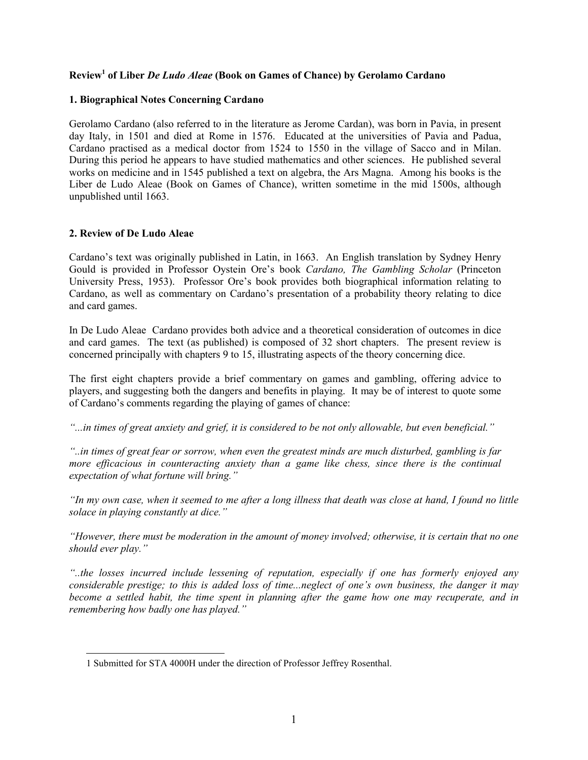**Review[1] of Liber *De Ludo Aleae* (Book on Games of Chance) by Gerolamo Cardano**

## 1. Biographical Notes Concerning Cardano

Gerolamo Cardano (also referred to in the literature as Jerome Cardan), was born in Pavia, in present day Italy, in 1501 and died at Rome in 1576. Educated at the universities of Pavia and Padua, Cardano practised as a medical doctor from 1524 to 1550 in the village of Sacco and in Milan. During this period he appears to have studied mathematics and other sciences. He published several works on medicine and in 1545 published a text on algebra, the Ars Magna. Among his books is the Liber de Ludo Aleae (Book on Games of Chance), written sometime in the mid 1500s, although unpublished until 1663.

## 2. Review of De Ludo Aleae

Cardano's text was originally published in Latin, in 1663. An English translation by Sydney Henry Gould is provided in Professor Oystein Ore's book *Cardano, The Gambling Scholar* (Princeton University Press, 1953). Professor Ore's book provides both biographical information relating to Cardano, as well as commentary on Cardano's presentation of a probability theory relating to dice and card games.

In De Ludo Aleae Cardano provides both advice and a theoretical consideration of outcomes in dice and card games. The text (as published) is composed of 32 short chapters. The present review is concerned principally with chapters 9 to 15, illustrating aspects of the theory concerning dice.

The first eight chapters provide a brief commentary on games and gambling, offering advice to players, and suggesting both the dangers and benefits in playing. It may be of interest to quote some of Cardano's comments regarding the playing of games of chance:

*"...in times of great anxiety and grief, it is considered to be not only allowable, but even beneficial."*

*"..in times of great fear or sorrow, when even the greatest minds are much disturbed, gambling is far more efficacious in counteracting anxiety than a game like chess, since there is the continual expectation of what fortune will bring."*

*"In my own case, when it seemed to me after a long illness that death was close at hand, I found no little solace in playing constantly at dice."*

*"However, there must be moderation in the amount of money involved; otherwise, it is certain that no one should ever play."*

*"..the losses incurred include lessening of reputation, especially if one has formerly enjoyed any considerable prestige; to this is added loss of time...neglect of one's own business, the danger it may become a settled habit, the time spent in planning after the game how one may recuperate, and in remembering how badly one has played."*

---

[1] Submitted for STA 4000H under the direction of Professor Jeffrey Rosenthal.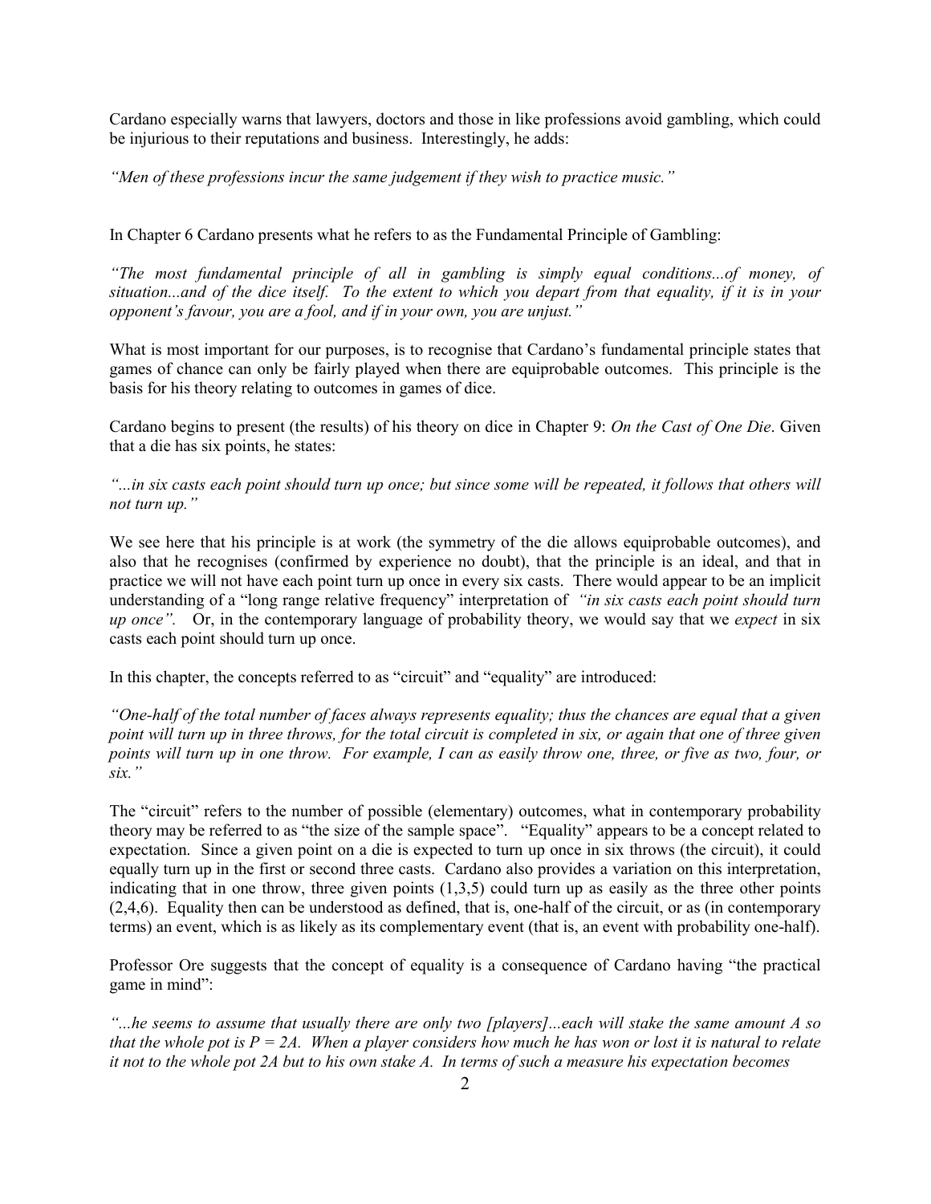Cardano especially warns that lawyers, doctors and those in like professions avoid gambling, which could be injurious to their reputations and business. Interestingly, he adds:

*"Men of these professions incur the same judgement if they wish to practice music."*

In Chapter 6 Cardano presents what he refers to as the Fundamental Principle of Gambling:

*"The most fundamental principle of all in gambling is simply equal conditions...of money, of situation...and of the dice itself. To the extent to which you depart from that equality, if it is in your opponent's favour, you are a fool, and if in your own, you are unjust."*

What is most important for our purposes, is to recognise that Cardano's fundamental principle states that games of chance can only be fairly played when there are equiprobable outcomes. This principle is the basis for his theory relating to outcomes in games of dice.

Cardano begins to present (the results) of his theory on dice in Chapter 9: *On the Cast of One Die*. Given that a die has six points, he states:

*"...in six casts each point should turn up once; but since some will be repeated, it follows that others will not turn up."*

We see here that his principle is at work (the symmetry of the die allows equiprobable outcomes), and also that he recognises (confirmed by experience no doubt), that the principle is an ideal, and that in practice we will not have each point turn up once in every six casts. There would appear to be an implicit understanding of a "long range relative frequency" interpretation of *"in six casts each point should turn up once".* Or, in the contemporary language of probability theory, we would say that we *expect* in six casts each point should turn up once.

In this chapter, the concepts referred to as "circuit" and "equality" are introduced:

*"One-half of the total number of faces always represents equality; thus the chances are equal that a given point will turn up in three throws, for the total circuit is completed in six, or again that one of three given points will turn up in one throw. For example, I can as easily throw one, three, or five as two, four, or six."*

The "circuit" refers to the number of possible (elementary) outcomes, what in contemporary probability theory may be referred to as "the size of the sample space". "Equality" appears to be a concept related to expectation. Since a given point on a die is expected to turn up once in six throws (the circuit), it could equally turn up in the first or second three casts. Cardano also provides a variation on this interpretation, indicating that in one throw, three given points (1,3,5) could turn up as easily as the three other points (2,4,6). Equality then can be understood as defined, that is, one-half of the circuit, or as (in contemporary terms) an event, which is as likely as its complementary event (that is, an event with probability one-half).

Professor Ore suggests that the concept of equality is a consequence of Cardano having "the practical game in mind":

*"...he seems to assume that usually there are only two [players]...each will stake the same amount A so that the whole pot is $P = 2A$. When a player considers how much he has won or lost it is natural to relate it not to the whole pot 2A but to his own stake A. In terms of such a measure his expectation becomes*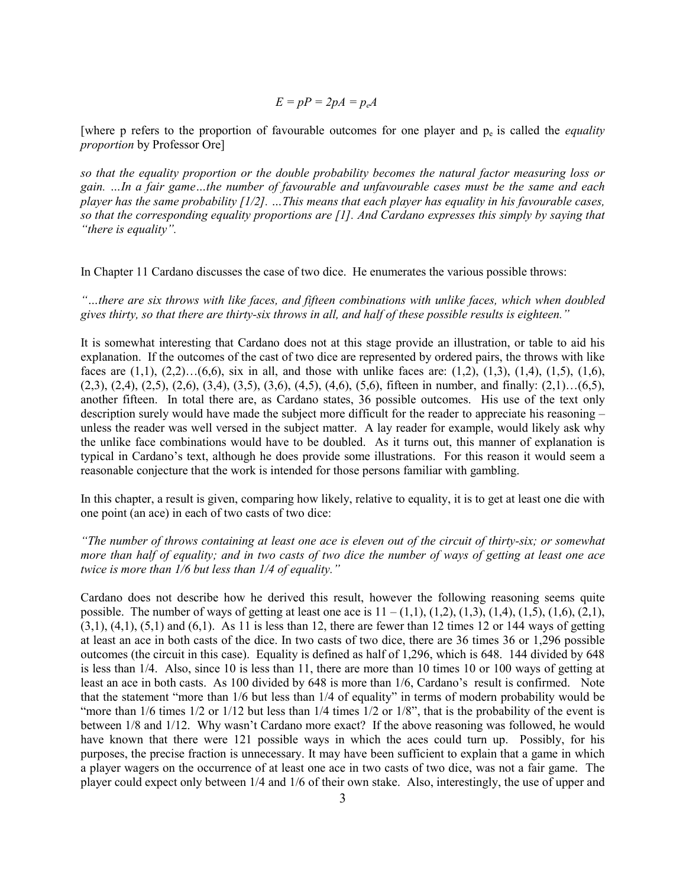$$E = pP = 2pA = p_eA$$

[where p refers to the proportion of favourable outcomes for one player and $p_e$ is called the *equality proportion* by Professor Ore]

*so that the equality proportion or the double probability becomes the natural factor measuring loss or gain. …In a fair game…the number of favourable and unfavourable cases must be the same and each player has the same probability [1/2]. …This means that each player has equality in his favourable cases, so that the corresponding equality proportions are [1]. And Cardano expresses this simply by saying that "there is equality".*

In Chapter 11 Cardano discusses the case of two dice. He enumerates the various possible throws:

*"…there are six throws with like faces, and fifteen combinations with unlike faces, which when doubled gives thirty, so that there are thirty-six throws in all, and half of these possible results is eighteen."*

It is somewhat interesting that Cardano does not at this stage provide an illustration, or table to aid his explanation. If the outcomes of the cast of two dice are represented by ordered pairs, the throws with like faces are (1,1), (2,2)…(6,6), six in all, and those with unlike faces are: (1,2), (1,3), (1,4), (1,5), (1,6), (2,3), (2,4), (2,5), (2,6), (3,4), (3,5), (3,6), (4,5), (4,6), (5,6), fifteen in number, and finally: (2,1)…(6,5), another fifteen. In total there are, as Cardano states, 36 possible outcomes. His use of the text only description surely would have made the subject more difficult for the reader to appreciate his reasoning – unless the reader was well versed in the subject matter. A lay reader for example, would likely ask why the unlike face combinations would have to be doubled. As it turns out, this manner of explanation is typical in Cardano's text, although he does provide some illustrations. For this reason it would seem a reasonable conjecture that the work is intended for those persons familiar with gambling.

In this chapter, a result is given, comparing how likely, relative to equality, it is to get at least one die with one point (an ace) in each of two casts of two dice:

*"The number of throws containing at least one ace is eleven out of the circuit of thirty-six; or somewhat more than half of equality; and in two casts of two dice the number of ways of getting at least one ace twice is more than 1/6 but less than 1/4 of equality."*

Cardano does not describe how he derived this result, however the following reasoning seems quite possible. The number of ways of getting at least one ace is 11 – (1,1), (1,2), (1,3), (1,4), (1,5), (1,6), (2,1), (3,1), (4,1), (5,1) and (6,1). As 11 is less than 12, there are fewer than 12 times 12 or 144 ways of getting at least an ace in both casts of the dice. In two casts of two dice, there are 36 times 36 or 1,296 possible outcomes (the circuit in this case). Equality is defined as half of 1,296, which is 648. 144 divided by 648 is less than 1/4. Also, since 10 is less than 11, there are more than 10 times 10 or 100 ways of getting at least an ace in both casts. As 100 divided by 648 is more than 1/6, Cardano's result is confirmed. Note that the statement "more than 1/6 but less than 1/4 of equality" in terms of modern probability would be "more than 1/6 times 1/2 or 1/12 but less than 1/4 times 1/2 or 1/8", that is the probability of the event is between 1/8 and 1/12. Why wasn't Cardano more exact? If the above reasoning was followed, he would have known that there were 121 possible ways in which the aces could turn up. Possibly, for his purposes, the precise fraction is unnecessary. It may have been sufficient to explain that a game in which a player wagers on the occurrence of at least one ace in two casts of two dice, was not a fair game. The player could expect only between 1/4 and 1/6 of their own stake. Also, interestingly, the use of upper and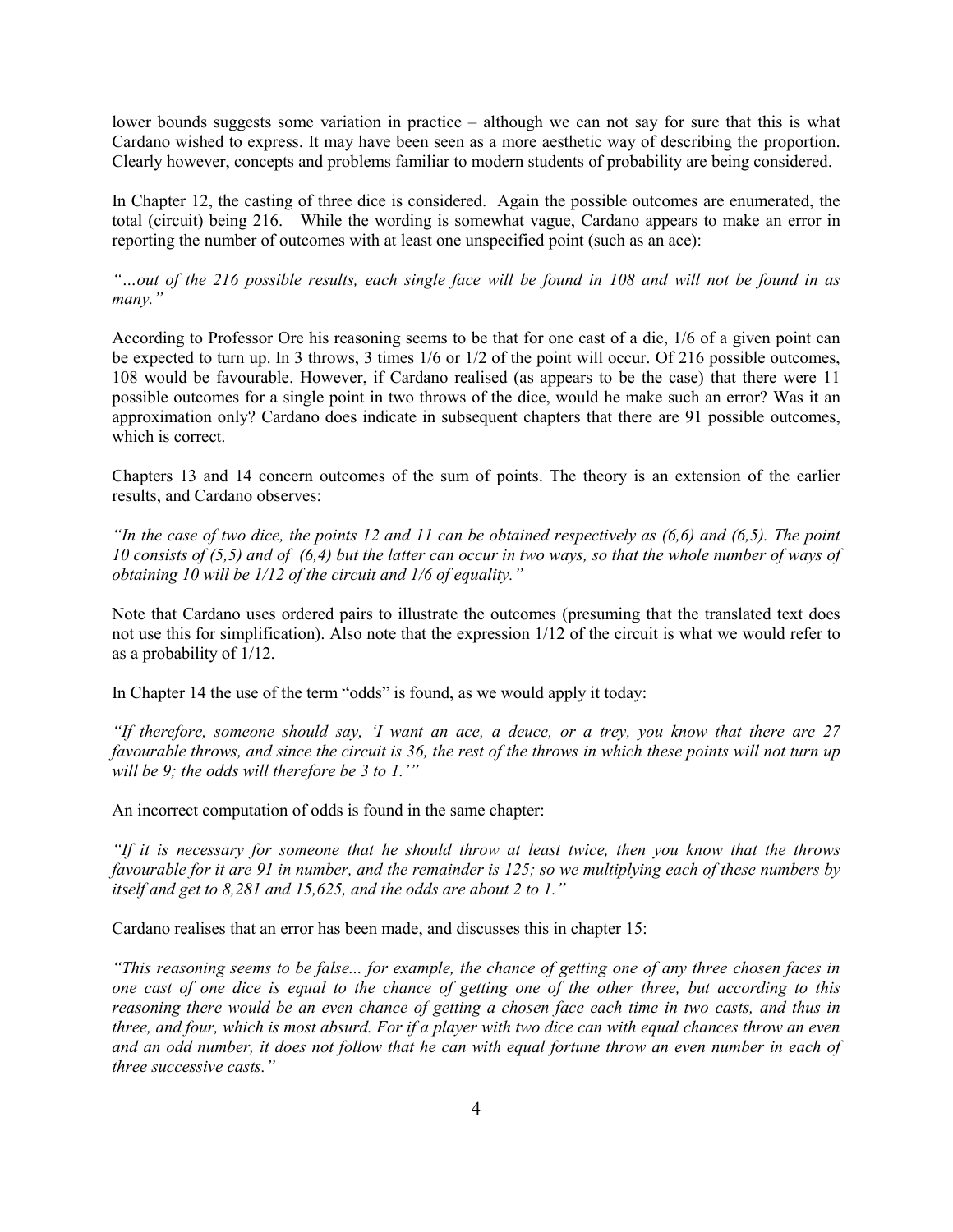lower bounds suggests some variation in practice – although we can not say for sure that this is what Cardano wished to express. It may have been seen as a more aesthetic way of describing the proportion. Clearly however, concepts and problems familiar to modern students of probability are being considered.

In Chapter 12, the casting of three dice is considered. Again the possible outcomes are enumerated, the total (circuit) being 216. While the wording is somewhat vague, Cardano appears to make an error in reporting the number of outcomes with at least one unspecified point (such as an ace):

*"…out of the 216 possible results, each single face will be found in 108 and will not be found in as many."*

According to Professor Ore his reasoning seems to be that for one cast of a die, 1/6 of a given point can be expected to turn up. In 3 throws, 3 times 1/6 or 1/2 of the point will occur. Of 216 possible outcomes, 108 would be favourable. However, if Cardano realised (as appears to be the case) that there were 11 possible outcomes for a single point in two throws of the dice, would he make such an error? Was it an approximation only? Cardano does indicate in subsequent chapters that there are 91 possible outcomes, which is correct.

Chapters 13 and 14 concern outcomes of the sum of points. The theory is an extension of the earlier results, and Cardano observes:

*"In the case of two dice, the points 12 and 11 can be obtained respectively as (6,6) and (6,5). The point 10 consists of (5,5) and of (6,4) but the latter can occur in two ways, so that the whole number of ways of obtaining 10 will be 1/12 of the circuit and 1/6 of equality."*

Note that Cardano uses ordered pairs to illustrate the outcomes (presuming that the translated text does not use this for simplification). Also note that the expression 1/12 of the circuit is what we would refer to as a probability of 1/12.

In Chapter 14 the use of the term "odds" is found, as we would apply it today:

*"If therefore, someone should say, 'I want an ace, a deuce, or a trey, you know that there are 27 favourable throws, and since the circuit is 36, the rest of the throws in which these points will not turn up will be 9; the odds will therefore be 3 to 1.'"*

An incorrect computation of odds is found in the same chapter:

*"If it is necessary for someone that he should throw at least twice, then you know that the throws favourable for it are 91 in number, and the remainder is 125; so we multiplying each of these numbers by itself and get to 8,281 and 15,625, and the odds are about 2 to 1."*

Cardano realises that an error has been made, and discusses this in chapter 15:

*"This reasoning seems to be false... for example, the chance of getting one of any three chosen faces in one cast of one dice is equal to the chance of getting one of the other three, but according to this reasoning there would be an even chance of getting a chosen face each time in two casts, and thus in three, and four, which is most absurd. For if a player with two dice can with equal chances throw an even and an odd number, it does not follow that he can with equal fortune throw an even number in each of three successive casts."*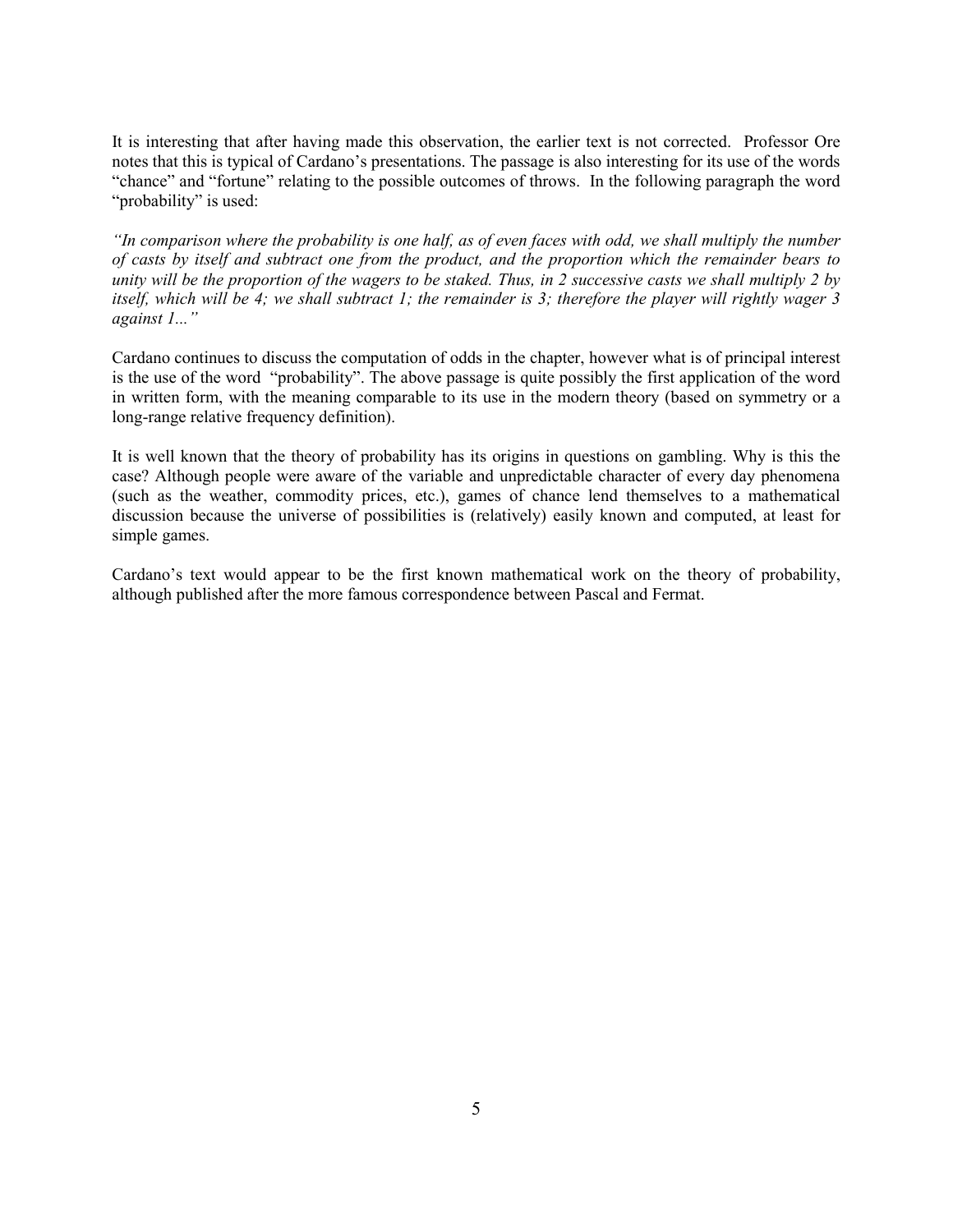It is interesting that after having made this observation, the earlier text is not corrected. Professor Ore notes that this is typical of Cardano's presentations. The passage is also interesting for its use of the words "chance" and "fortune" relating to the possible outcomes of throws. In the following paragraph the word "probability" is used:

*"In comparison where the probability is one half, as of even faces with odd, we shall multiply the number of casts by itself and subtract one from the product, and the proportion which the remainder bears to unity will be the proportion of the wagers to be staked. Thus, in 2 successive casts we shall multiply 2 by itself, which will be 4; we shall subtract 1; the remainder is 3; therefore the player will rightly wager 3 against 1..."*

Cardano continues to discuss the computation of odds in the chapter, however what is of principal interest is the use of the word "probability". The above passage is quite possibly the first application of the word in written form, with the meaning comparable to its use in the modern theory (based on symmetry or a long-range relative frequency definition).

It is well known that the theory of probability has its origins in questions on gambling. Why is this the case? Although people were aware of the variable and unpredictable character of every day phenomena (such as the weather, commodity prices, etc.), games of chance lend themselves to a mathematical discussion because the universe of possibilities is (relatively) easily known and computed, at least for simple games.

Cardano's text would appear to be the first known mathematical work on the theory of probability, although published after the more famous correspondence between Pascal and Fermat.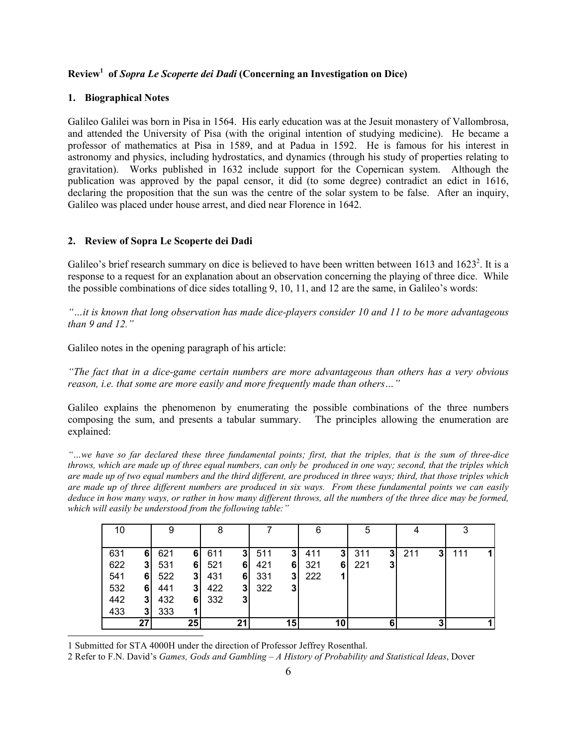**Review[1] of *Sopra Le Scoperte dei Dadi* (Concerning an Investigation on Dice)**

## 1. Biographical Notes

Galileo Galilei was born in Pisa in 1564. His early education was at the Jesuit monastery of Vallombrosa, and attended the University of Pisa (with the original intention of studying medicine). He became a professor of mathematics at Pisa in 1589, and at Padua in 1592. He is famous for his interest in astronomy and physics, including hydrostatics, and dynamics (through his study of properties relating to gravitation). Works published in 1632 include support for the Copernican system. Although the publication was approved by the papal censor, it did (to some degree) contradict an edict in 1616, declaring the proposition that the sun was the centre of the solar system to be false. After an inquiry, Galileo was placed under house arrest, and died near Florence in 1642.

## 2. Review of Sopra Le Scoperte dei Dadi

Galileo's brief research summary on dice is believed to have been written between 1613 and 1623[2]. It is a response to a request for an explanation about an observation concerning the playing of three dice. While the possible combinations of dice sides totalling 9, 10, 11, and 12 are the same, in Galileo's words:

*"…it is known that long observation has made dice-players consider 10 and 11 to be more advantageous than 9 and 12."*

Galileo notes in the opening paragraph of his article:

*"The fact that in a dice-game certain numbers are more advantageous than others has a very obvious reason, i.e. that some are more easily and more frequently made than others…"*

Galileo explains the phenomenon by enumerating the possible combinations of the three numbers composing the sum, and presents a tabular summary. The principles allowing the enumeration are explained:

*"…we have so far declared these three fundamental points; first, that the triples, that is the sum of three-dice throws, which are made up of three equal numbers, can only be produced in one way; second, that the triples which are made up of two equal numbers and the third different, are produced in three ways; third, that those triples which are made up of three different numbers are produced in six ways. From these fundamental points we can easily deduce in how many ways, or rather in how many different throws, all the numbers of the three dice may be formed, which will easily be understood from the following table:"*

| 10 | | 9 | | 8 | | 7 | | 6 | | 5 | | 4 | | 3 | |
|---|---|---|---|---|---|---|---|---|---|---|---|---|---|---|---|
| 631 | **6** | 621 | **6** | 611 | **3** | 511 | **3** | 411 | **3** | 311 | **3** | 211 | **3** | 111 | **1** |
| 622 | **3** | 531 | **6** | 521 | **6** | 421 | **6** | 321 | **6** | 221 | **3** | | | | |
| 541 | **6** | 522 | **3** | 431 | **6** | 331 | **3** | 222 | **1** | | | | | | |
| 532 | **6** | 441 | **3** | 422 | **3** | 322 | **3** | | | | | | | | |
| 442 | **3** | 432 | **6** | 332 | **3** | | | | | | | | | | |
| 433 | **3** | 333 | **1** | | | | | | | | | | | | |
| | **27** | | **25** | | **21** | | **15** | | **10** | | **6** | | **3** | | **1** |

---

1 Submitted for STA 4000H under the direction of Professor Jeffrey Rosenthal.

2 Refer to F.N. David's *Games, Gods and Gambling – A History of Probability and Statistical Ideas*, Dover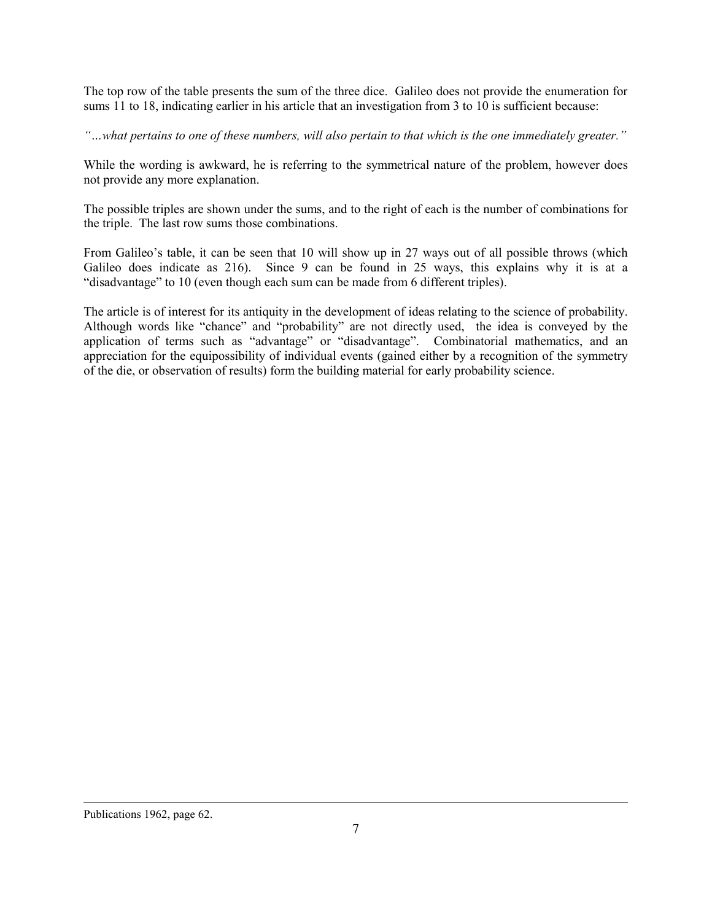The top row of the table presents the sum of the three dice. Galileo does not provide the enumeration for sums 11 to 18, indicating earlier in his article that an investigation from 3 to 10 is sufficient because:

*"…what pertains to one of these numbers, will also pertain to that which is the one immediately greater."*

While the wording is awkward, he is referring to the symmetrical nature of the problem, however does not provide any more explanation.

The possible triples are shown under the sums, and to the right of each is the number of combinations for the triple. The last row sums those combinations.

From Galileo's table, it can be seen that 10 will show up in 27 ways out of all possible throws (which Galileo does indicate as 216). Since 9 can be found in 25 ways, this explains why it is at a "disadvantage" to 10 (even though each sum can be made from 6 different triples).

The article is of interest for its antiquity in the development of ideas relating to the science of probability. Although words like "chance" and "probability" are not directly used, the idea is conveyed by the application of terms such as "advantage" or "disadvantage". Combinatorial mathematics, and an appreciation for the equipossibility of individual events (gained either by a recognition of the symmetry of the die, or observation of results) form the building material for early probability science.

---

Publications 1962, page 62.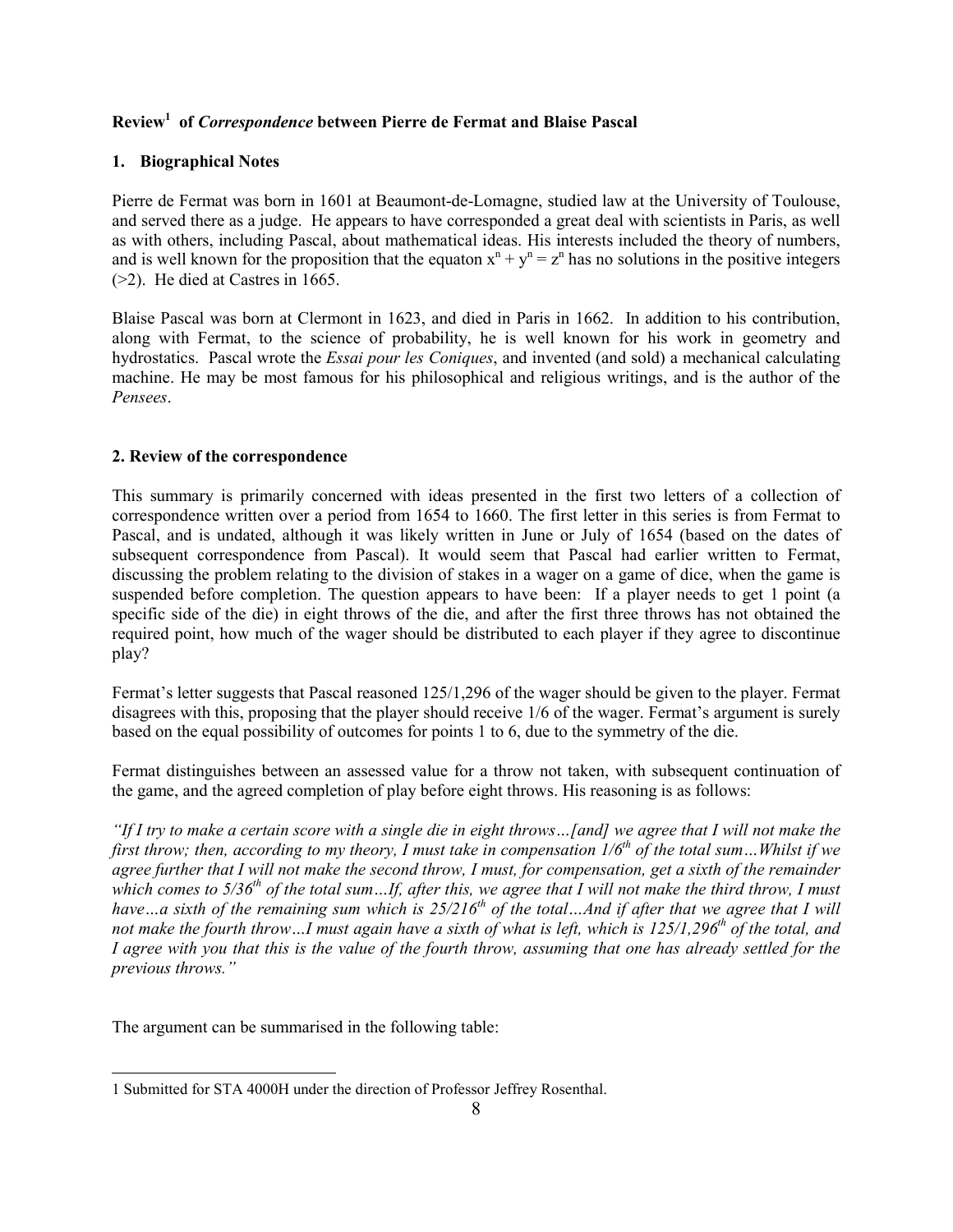**Review[1] of *Correspondence* between Pierre de Fermat and Blaise Pascal**

## 1. Biographical Notes

Pierre de Fermat was born in 1601 at Beaumont-de-Lomagne, studied law at the University of Toulouse, and served there as a judge. He appears to have corresponded a great deal with scientists in Paris, as well as with others, including Pascal, about mathematical ideas. His interests included the theory of numbers, and is well known for the proposition that the equaton $x^n + y^n = z^n$ has no solutions in the positive integers (>2). He died at Castres in 1665.

Blaise Pascal was born at Clermont in 1623, and died in Paris in 1662. In addition to his contribution, along with Fermat, to the science of probability, he is well known for his work in geometry and hydrostatics. Pascal wrote the *Essai pour les Coniques*, and invented (and sold) a mechanical calculating machine. He may be most famous for his philosophical and religious writings, and is the author of the *Pensees*.

## 2. Review of the correspondence

This summary is primarily concerned with ideas presented in the first two letters of a collection of correspondence written over a period from 1654 to 1660. The first letter in this series is from Fermat to Pascal, and is undated, although it was likely written in June or July of 1654 (based on the dates of subsequent correspondence from Pascal). It would seem that Pascal had earlier written to Fermat, discussing the problem relating to the division of stakes in a wager on a game of dice, when the game is suspended before completion. The question appears to have been: If a player needs to get 1 point (a specific side of the die) in eight throws of the die, and after the first three throws has not obtained the required point, how much of the wager should be distributed to each player if they agree to discontinue play?

Fermat's letter suggests that Pascal reasoned 125/1,296 of the wager should be given to the player. Fermat disagrees with this, proposing that the player should receive 1/6 of the wager. Fermat's argument is surely based on the equal possibility of outcomes for points 1 to 6, due to the symmetry of the die.

Fermat distinguishes between an assessed value for a throw not taken, with subsequent continuation of the game, and the agreed completion of play before eight throws. His reasoning is as follows:

*"If I try to make a certain score with a single die in eight throws…[and] we agree that I will not make the first throw; then, according to my theory, I must take in compensation 1/6th of the total sum…Whilst if we agree further that I will not make the second throw, I must, for compensation, get a sixth of the remainder which comes to 5/36th of the total sum…If, after this, we agree that I will not make the third throw, I must have…a sixth of the remaining sum which is 25/216th of the total…And if after that we agree that I will not make the fourth throw…I must again have a sixth of what is left, which is 125/1,296th of the total, and I agree with you that this is the value of the fourth throw, assuming that one has already settled for the previous throws."*

The argument can be summarised in the following table:

---

[1] Submitted for STA 4000H under the direction of Professor Jeffrey Rosenthal.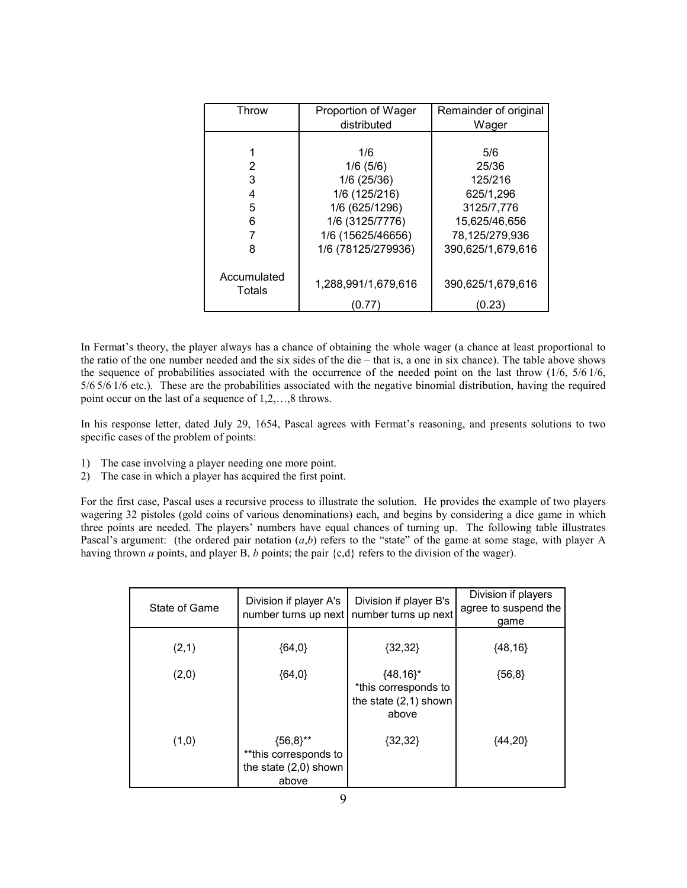| Throw | Proportion of Wager distributed | Remainder of original Wager |
|---|---|---|
| 1 | 1/6 | 5/6 |
| 2 | 1/6 (5/6) | 25/36 |
| 3 | 1/6 (25/36) | 125/216 |
| 4 | 1/6 (125/216) | 625/1,296 |
| 5 | 1/6 (625/1296) | 3125/7,776 |
| 6 | 1/6 (3125/7776) | 15,625/46,656 |
| 7 | 1/6 (15625/46656) | 78,125/279,936 |
| 8 | 1/6 (78125/279936) | 390,625/1,679,616 |
| Accumulated Totals | 1,288,991/1,679,616 (0.77) | 390,625/1,679,616 (0.23) |

In Fermat's theory, the player always has a chance of obtaining the whole wager (a chance at least proportional to the ratio of the one number needed and the six sides of the die – that is, a one in six chance). The table above shows the sequence of probabilities associated with the occurrence of the needed point on the last throw ($1/6$, $5/6 \cdot 1/6$, $5/6 \cdot 5/6 \cdot 1/6$ etc.). These are the probabilities associated with the negative binomial distribution, having the required point occur on the last of a sequence of 1,2,…,8 throws.

In his response letter, dated July 29, 1654, Pascal agrees with Fermat's reasoning, and presents solutions to two specific cases of the problem of points:

1) The case involving a player needing one more point.
2) The case in which a player has acquired the first point.

For the first case, Pascal uses a recursive process to illustrate the solution. He provides the example of two players wagering 32 pistoles (gold coins of various denominations) each, and begins by considering a dice game in which three points are needed. The players' numbers have equal chances of turning up. The following table illustrates Pascal's argument: (the ordered pair notation ($a$,$b$) refers to the "state" of the game at some stage, with player A having thrown $a$ points, and player B, $b$ points; the pair {c,d} refers to the division of the wager).

| State of Game | Division if player A's number turns up next | Division if player B's number turns up next | Division if players agree to suspend the game |
|---|---|---|---|
| (2,1) | {64,0} | {32,32} | {48,16} |
| (2,0) | {64,0} | {48,16}* *this corresponds to the state (2,1) shown above | {56,8} |
| (1,0) | {56,8}** **this corresponds to the state (2,0) shown above | {32,32} | {44,20} |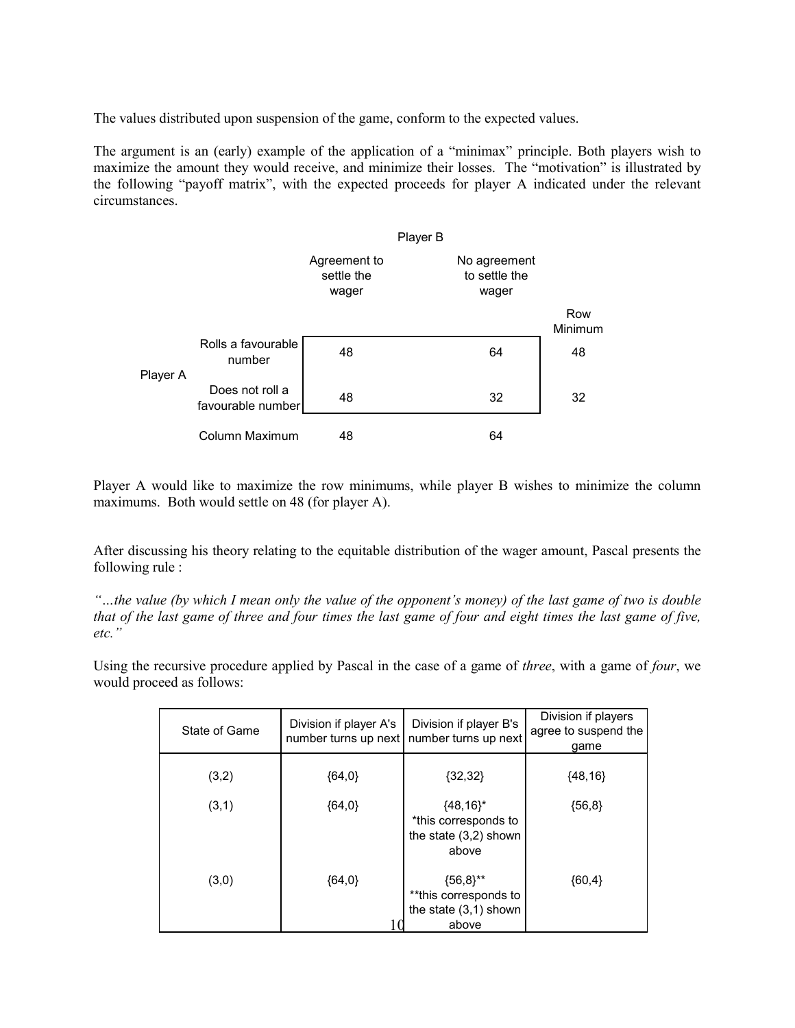The values distributed upon suspension of the game, conform to the expected values.

The argument is an (early) example of the application of a "minimax" principle. Both players wish to maximize the amount they would receive, and minimize their losses. The "motivation" is illustrated by the following "payoff matrix", with the expected proceeds for player A indicated under the relevant circumstances.

| | | Player B | | |
|---|---|---|---|---|
| | | Agreement to settle the wager | No agreement to settle the wager | Row Minimum |
| Player A | Rolls a favourable number | 48 | 64 | 48 |
| | Does not roll a favourable number | 48 | 32 | 32 |
| | Column Maximum | 48 | 64 | |

Player A would like to maximize the row minimums, while player B wishes to minimize the column maximums. Both would settle on 48 (for player A).

After discussing his theory relating to the equitable distribution of the wager amount, Pascal presents the following rule :

*"…the value (by which I mean only the value of the opponent's money) of the last game of two is double that of the last game of three and four times the last game of four and eight times the last game of five, etc."*

Using the recursive procedure applied by Pascal in the case of a game of *three*, with a game of *four*, we would proceed as follows:

| State of Game | Division if player A's number turns up next | Division if player B's number turns up next | Division if players agree to suspend the game |
|---|---|---|---|
| (3,2) | {64,0} | {32,32} | {48,16} |
| (3,1) | {64,0} | {48,16}* *this corresponds to the state (3,2) shown above | {56,8} |
| (3,0) | {64,0} | {56,8}** **this corresponds to the state (3,1) shown above | {60,4} |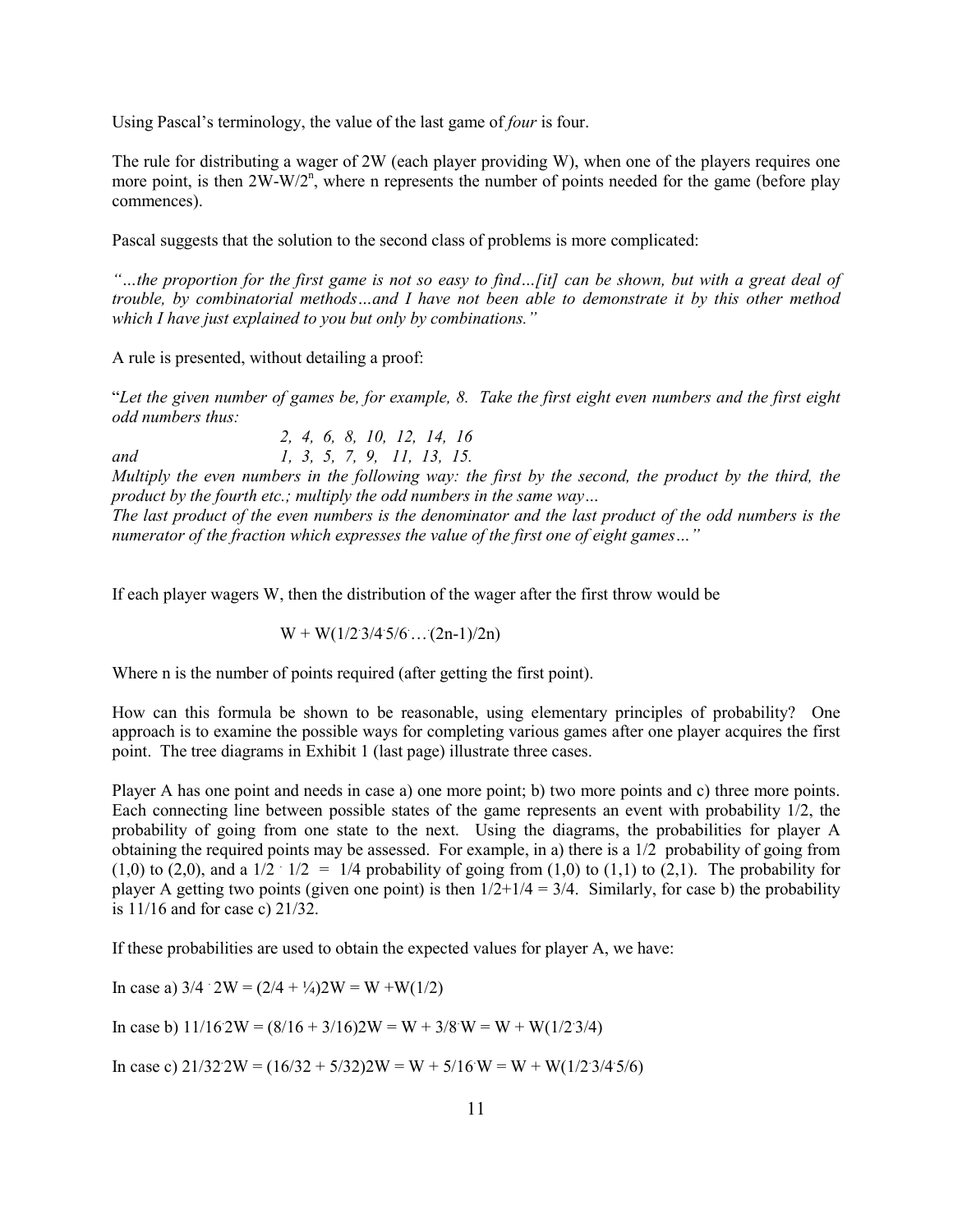Using Pascal's terminology, the value of the last game of *four* is four.

The rule for distributing a wager of 2W (each player providing W), when one of the players requires one more point, is then $2W-W/2^n$, where n represents the number of points needed for the game (before play commences).

Pascal suggests that the solution to the second class of problems is more complicated:

*"…the proportion for the first game is not so easy to find…[it] can be shown, but with a great deal of trouble, by combinatorial methods…and I have not been able to demonstrate it by this other method which I have just explained to you but only by combinations."*

A rule is presented, without detailing a proof:

"*Let the given number of games be, for example, 8. Take the first eight even numbers and the first eight odd numbers thus:*

*2, 4, 6, 8, 10, 12, 14, 16*

*and 1, 3, 5, 7, 9, 11, 13, 15.*

*Multiply the even numbers in the following way: the first by the second, the product by the third, the product by the fourth etc.; multiply the odd numbers in the same way…*

*The last product of the even numbers is the denominator and the last product of the odd numbers is the numerator of the fraction which expresses the value of the first one of eight games…"*

If each player wagers W, then the distribution of the wager after the first throw would be

$$W + W(1/2 \cdot 3/4 \cdot 5/6 \cdot \ldots \cdot (2n-1)/2n)$$

Where n is the number of points required (after getting the first point).

How can this formula be shown to be reasonable, using elementary principles of probability? One approach is to examine the possible ways for completing various games after one player acquires the first point. The tree diagrams in Exhibit 1 (last page) illustrate three cases.

Player A has one point and needs in case a) one more point; b) two more points and c) three more points. Each connecting line between possible states of the game represents an event with probability 1/2, the probability of going from one state to the next. Using the diagrams, the probabilities for player A obtaining the required points may be assessed. For example, in a) there is a 1/2 probability of going from (1,0) to (2,0), and a $1/2 \cdot 1/2 = 1/4$ probability of going from (1,0) to (1,1) to (2,1). The probability for player A getting two points (given one point) is then $1/2+1/4 = 3/4$. Similarly, for case b) the probability is 11/16 and for case c) 21/32.

If these probabilities are used to obtain the expected values for player A, we have:

In case a) $3/4 \cdot 2W = (2/4 + 1/4)2W = W + W(1/2)$

In case b) $11/16 \cdot 2W = (8/16 + 3/16)2W = W + 3/8 \cdot W = W + W(1/2 \cdot 3/4)$

In case c) $21/32 \cdot 2W = (16/32 + 5/32)2W = W + 5/16 \cdot W = W + W(1/2 \cdot 3/4 \cdot 5/6)$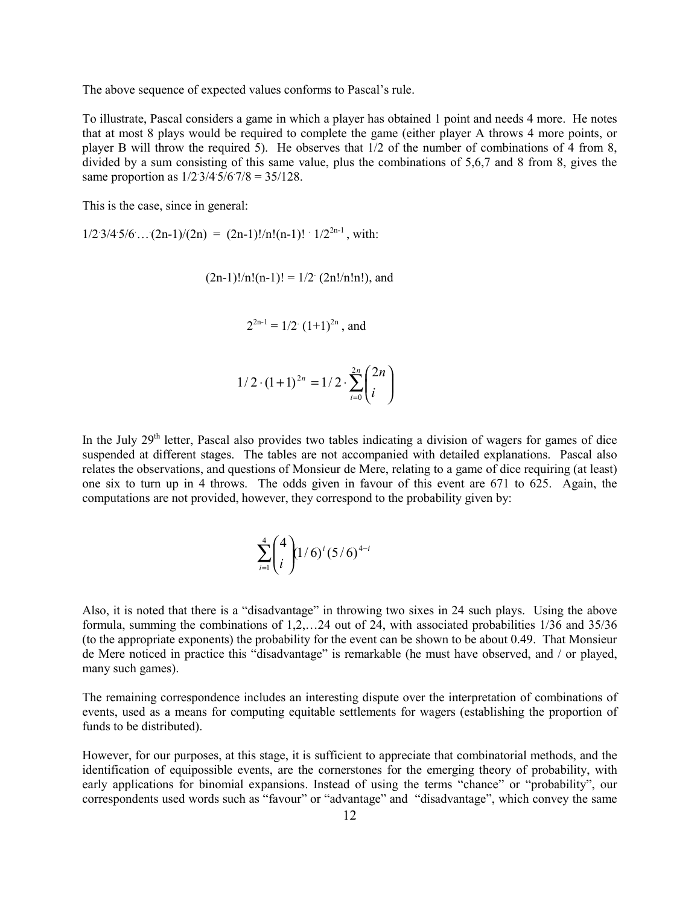The above sequence of expected values conforms to Pascal's rule.

To illustrate, Pascal considers a game in which a player has obtained 1 point and needs 4 more. He notes that at most 8 plays would be required to complete the game (either player A throws 4 more points, or player B will throw the required 5). He observes that 1/2 of the number of combinations of 4 from 8, divided by a sum consisting of this same value, plus the combinations of 5,6,7 and 8 from 8, gives the same proportion as $1/2 \cdot 3/4 \cdot 5/6 \cdot 7/8 = 35/128$.

This is the case, since in general:

$1/2 \cdot 3/4 \cdot 5/6 \ldots \cdot (2n-1)/(2n) = (2n-1)!/n!(n-1)! \cdot 1/2^{2n-1}$, with:

$$(2n-1)!/n!(n-1)! = 1/2 \cdot (2n!/n!n!), \text{ and}$$

$$2^{2n-1} = 1/2 \cdot (1+1)^{2n}, \text{ and}$$

$$1/2 \cdot (1+1)^{2n} = 1/2 \cdot \sum_{i=0}^{2n} \binom{2n}{i}$$

In the July 29th letter, Pascal also provides two tables indicating a division of wagers for games of dice suspended at different stages. The tables are not accompanied with detailed explanations. Pascal also relates the observations, and questions of Monsieur de Mere, relating to a game of dice requiring (at least) one six to turn up in 4 throws. The odds given in favour of this event are 671 to 625. Again, the computations are not provided, however, they correspond to the probability given by:

$$\sum_{i=1}^{4} \binom{4}{i} (1/6)^i (5/6)^{4-i}$$

Also, it is noted that there is a "disadvantage" in throwing two sixes in 24 such plays. Using the above formula, summing the combinations of 1,2,…24 out of 24, with associated probabilities 1/36 and 35/36 (to the appropriate exponents) the probability for the event can be shown to be about 0.49. That Monsieur de Mere noticed in practice this "disadvantage" is remarkable (he must have observed, and / or played, many such games).

The remaining correspondence includes an interesting dispute over the interpretation of combinations of events, used as a means for computing equitable settlements for wagers (establishing the proportion of funds to be distributed).

However, for our purposes, at this stage, it is sufficient to appreciate that combinatorial methods, and the identification of equipossible events, are the cornerstones for the emerging theory of probability, with early applications for binomial expansions. Instead of using the terms "chance" or "probability", our correspondents used words such as "favour" or "advantage" and "disadvantage", which convey the same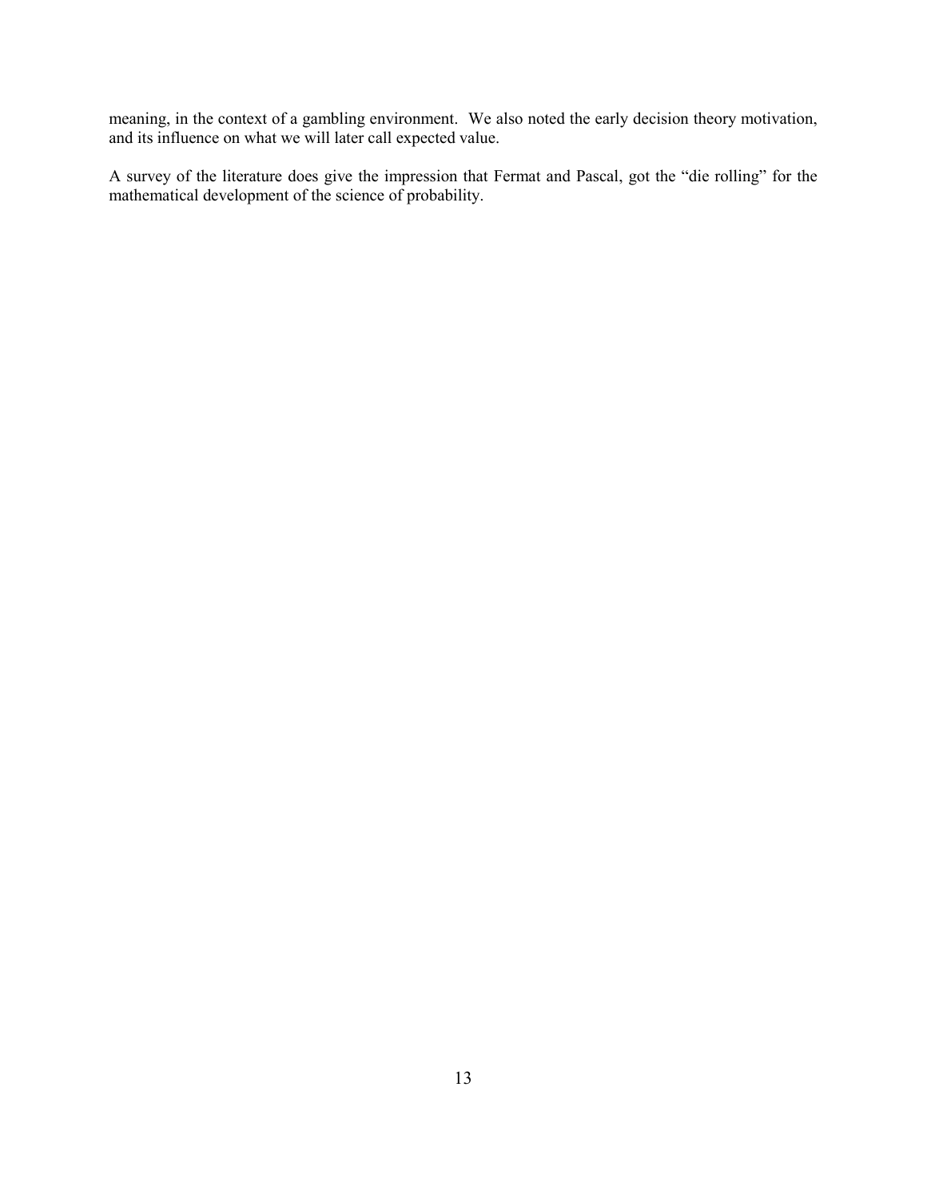meaning, in the context of a gambling environment. We also noted the early decision theory motivation, and its influence on what we will later call expected value.

A survey of the literature does give the impression that Fermat and Pascal, got the "die rolling" for the mathematical development of the science of probability.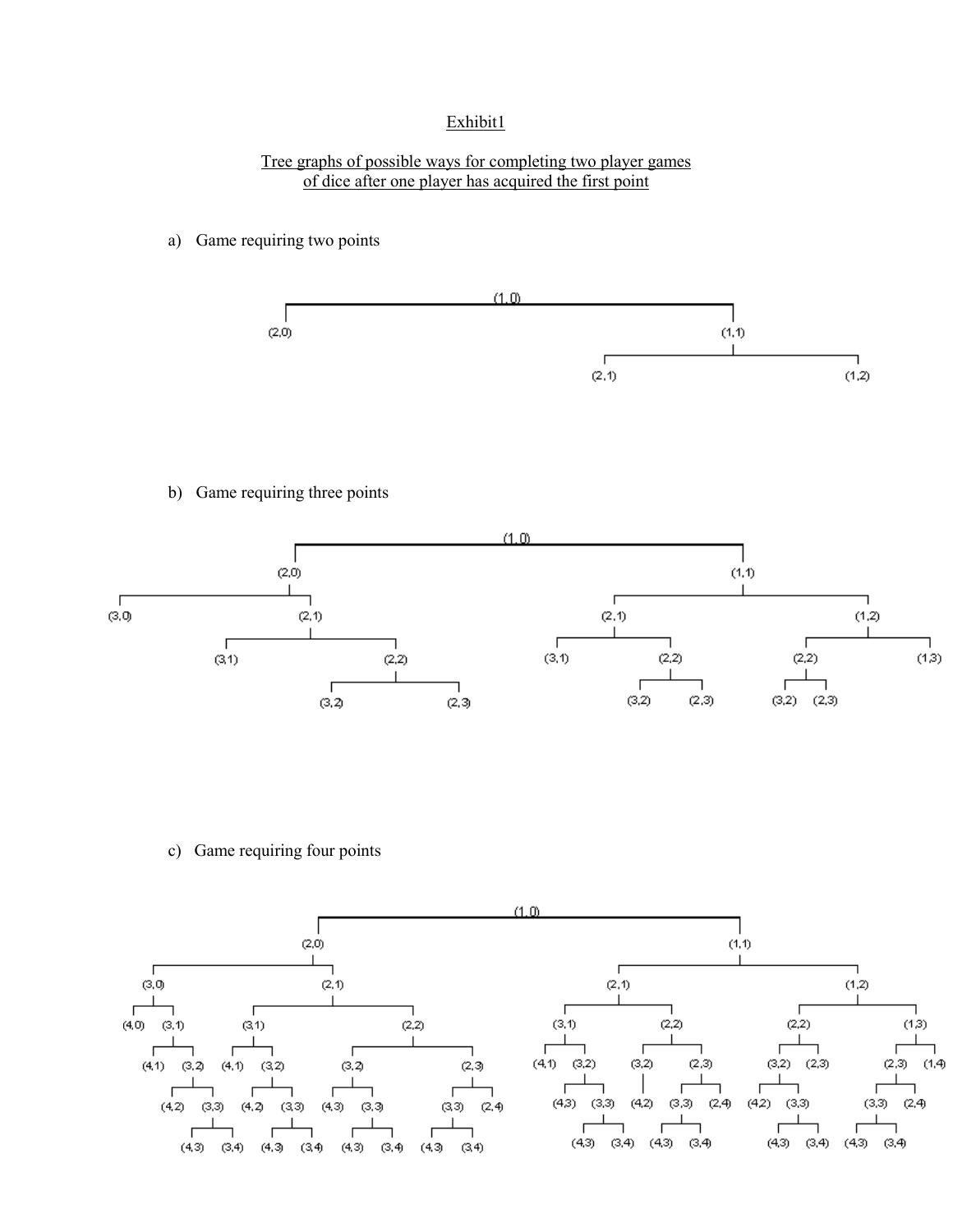Exhibit1

Tree graphs of possible ways for completing two player games of dice after one player has acquired the first point

a) Game requiring two points

```
(1,0)
├── (2,0)
└── (1,1)
    ├── (2,1)
    └── (1,2)
```

b) Game requiring three points

```
(1,0)
├── (2,0)
│   ├── (3,0)
│   └── (2,1)
│       ├── (3,1)
│       └── (2,2)
│           ├── (3,2)
│           └── (2,3)
└── (1,1)
    ├── (2,1)
    │   ├── (3,1)
    │   └── (2,2)
    │       ├── (3,2)
    │       └── (2,3)
    └── (1,2)
        ├── (2,2)
        │   ├── (3,2)
        │   └── (2,3)
        └── (1,3)
```

c) Game requiring four points

```
(1,0)
├── (2,0)
│   ├── (3,0)
│   │   ├── (4,0)
│   │   └── (3,1)
│   │       ├── (4,1)
│   │       └── (3,2)
│   │           ├── (4,2)
│   │           └── (3,3)
│   │               ├── (4,3)
│   │               └── (3,4)
│   └── (2,1)
│       ├── (3,1)
│       │   ├── (4,1)
│       │   └── (3,2)
│       │       ├── (4,2)
│       │       └── (3,3)
│       │           ├── (4,3)
│       │           └── (3,4)
│       └── (2,2)
│           ├── (3,2)
│           │   ├── (4,3)
│           │   └── (3,3)
│           │       ├── (4,3)
│           │       └── (3,4)
│           └── (2,3)
│               ├── (3,3)
│               │   ├── (4,3)
│               │   └── (3,4)
│               └── (2,4)
└── (1,1)
    ├── (2,1)
    │   ├── (3,1)
    │   │   ├── (4,1)
    │   │   └── (3,2)
    │   │       ├── (4,3)
    │   │       └── (3,3)
    │   │           ├── (4,3)
    │   │           └── (3,4)
    │   └── (2,2)
    │       ├── (3,2)
    │       │   └── (4,2)
    │       └── (2,3)
    │           ├── (3,3)
    │           │   ├── (4,3)
    │           │   └── (3,4)
    │           └── (2,4)
    └── (1,2)
        ├── (2,2)
        │   ├── (3,2)
        │   │   ├── (4,2)
        │   │   └── (3,3)
        │   │       ├── (4,3)
        │   │       └── (3,4)
        │   └── (2,3)
        └── (1,3)
            ├── (2,3)
            │   ├── (3,3)
            │   │   ├── (4,3)
            │   │   └── (3,4)
            │   └── (2,4)
            └── (1,4)
```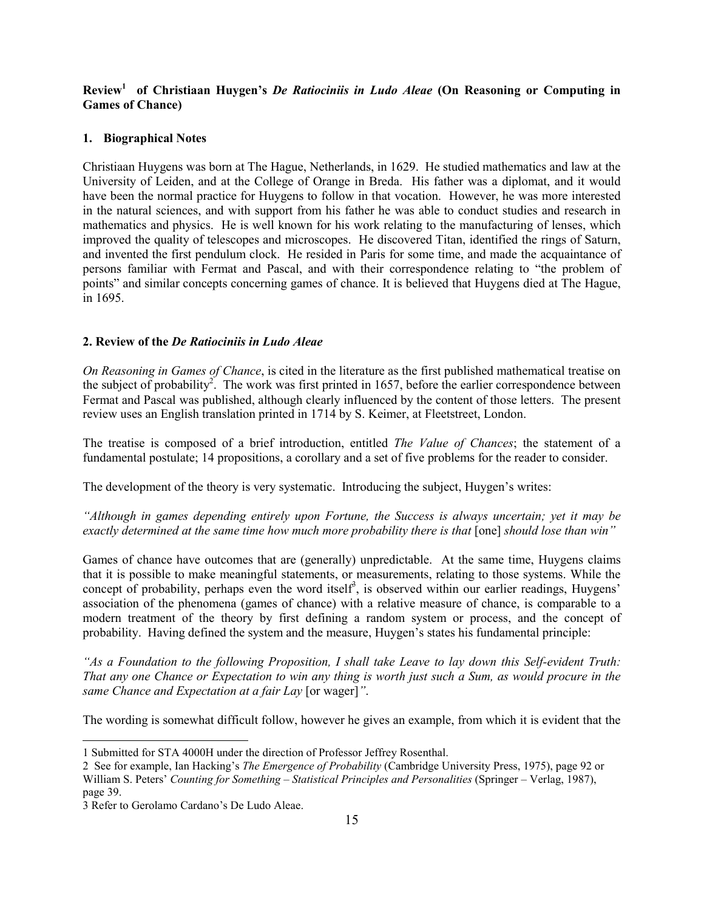**Review[1] of Christiaan Huygen's *De Ratiociniis in Ludo Aleae* (On Reasoning or Computing in Games of Chance)**

**1. Biographical Notes**

Christiaan Huygens was born at The Hague, Netherlands, in 1629. He studied mathematics and law at the University of Leiden, and at the College of Orange in Breda. His father was a diplomat, and it would have been the normal practice for Huygens to follow in that vocation. However, he was more interested in the natural sciences, and with support from his father he was able to conduct studies and research in mathematics and physics. He is well known for his work relating to the manufacturing of lenses, which improved the quality of telescopes and microscopes. He discovered Titan, identified the rings of Saturn, and invented the first pendulum clock. He resided in Paris for some time, and made the acquaintance of persons familiar with Fermat and Pascal, and with their correspondence relating to "the problem of points" and similar concepts concerning games of chance. It is believed that Huygens died at The Hague, in 1695.

**2. Review of the *De Ratiociniis in Ludo Aleae***

*On Reasoning in Games of Chance*, is cited in the literature as the first published mathematical treatise on the subject of probability[2]. The work was first printed in 1657, before the earlier correspondence between Fermat and Pascal was published, although clearly influenced by the content of those letters. The present review uses an English translation printed in 1714 by S. Keimer, at Fleetstreet, London.

The treatise is composed of a brief introduction, entitled *The Value of Chances*; the statement of a fundamental postulate; 14 propositions, a corollary and a set of five problems for the reader to consider.

The development of the theory is very systematic. Introducing the subject, Huygen's writes:

*"Although in games depending entirely upon Fortune, the Success is always uncertain; yet it may be exactly determined at the same time how much more probability there is that* [one] *should lose than win"*

Games of chance have outcomes that are (generally) unpredictable. At the same time, Huygens claims that it is possible to make meaningful statements, or measurements, relating to those systems. While the concept of probability, perhaps even the word itself[3], is observed within our earlier readings, Huygens' association of the phenomena (games of chance) with a relative measure of chance, is comparable to a modern treatment of the theory by first defining a random system or process, and the concept of probability. Having defined the system and the measure, Huygen's states his fundamental principle:

*"As a Foundation to the following Proposition, I shall take Leave to lay down this Self-evident Truth: That any one Chance or Expectation to win any thing is worth just such a Sum, as would procure in the same Chance and Expectation at a fair Lay* [or wager]*"*.

The wording is somewhat difficult follow, however he gives an example, from which it is evident that the

---

1 Submitted for STA 4000H under the direction of Professor Jeffrey Rosenthal.

2 See for example, Ian Hacking's *The Emergence of Probability* (Cambridge University Press, 1975), page 92 or William S. Peters' *Counting for Something – Statistical Principles and Personalities* (Springer – Verlag, 1987), page 39.

3 Refer to Gerolamo Cardano's De Ludo Aleae.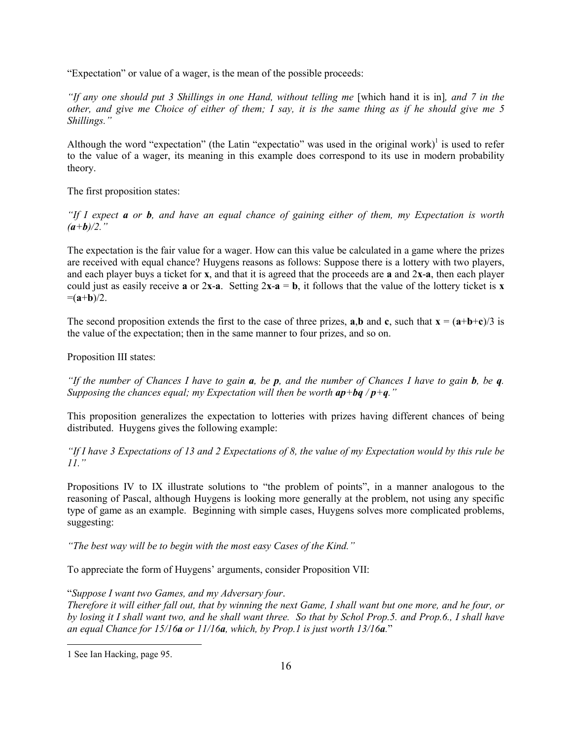"Expectation" or value of a wager, is the mean of the possible proceeds:

*"If any one should put 3 Shillings in one Hand, without telling me* [which hand it is in]*, and 7 in the other, and give me Choice of either of them; I say, it is the same thing as if he should give me 5 Shillings."*

Although the word "expectation" (the Latin "expectatio" was used in the original work)[1] is used to refer to the value of a wager, its meaning in this example does correspond to its use in modern probability theory.

The first proposition states:

*"If I expect **a** or **b**, and have an equal chance of gaining either of them, my Expectation is worth (**a**+**b**)/2."*

The expectation is the fair value for a wager. How can this value be calculated in a game where the prizes are received with equal chance? Huygens reasons as follows: Suppose there is a lottery with two players, and each player buys a ticket for $\mathbf{x}$, and that it is agreed that the proceeds are $\mathbf{a}$ and $2\mathbf{x}$-$\mathbf{a}$, then each player could just as easily receive $\mathbf{a}$ or $2\mathbf{x}$-$\mathbf{a}$. Setting $2\mathbf{x}-\mathbf{a} = \mathbf{b}$, it follows that the value of the lottery ticket is $\mathbf{x} = (\mathbf{a}+\mathbf{b})/2$.

The second proposition extends the first to the case of three prizes, $\mathbf{a}$,$\mathbf{b}$ and $\mathbf{c}$, such that $\mathbf{x} = (\mathbf{a}+\mathbf{b}+\mathbf{c})/3$ is the value of the expectation; then in the same manner to four prizes, and so on.

Proposition III states:

*"If the number of Chances I have to gain **a**, be **p**, and the number of Chances I have to gain **b**, be **q**. Supposing the chances equal; my Expectation will then be worth **ap**+**bq** / **p**+**q**."*

This proposition generalizes the expectation to lotteries with prizes having different chances of being distributed. Huygens gives the following example:

*"If I have 3 Expectations of 13 and 2 Expectations of 8, the value of my Expectation would by this rule be 11."*

Propositions IV to IX illustrate solutions to "the problem of points", in a manner analogous to the reasoning of Pascal, although Huygens is looking more generally at the problem, not using any specific type of game as an example. Beginning with simple cases, Huygens solves more complicated problems, suggesting:

*"The best way will be to begin with the most easy Cases of the Kind."*

To appreciate the form of Huygens' arguments, consider Proposition VII:

"*Suppose I want two Games, and my Adversary four*.
*Therefore it will either fall out, that by winning the next Game, I shall want but one more, and he four, or by losing it I shall want two, and he shall want three. So that by Schol Prop.5. and Prop.6., I shall have an equal Chance for 15/16**a** or 11/16**a**, which, by Prop.1 is just worth 13/16**a**.*"

---

1 See Ian Hacking, page 95.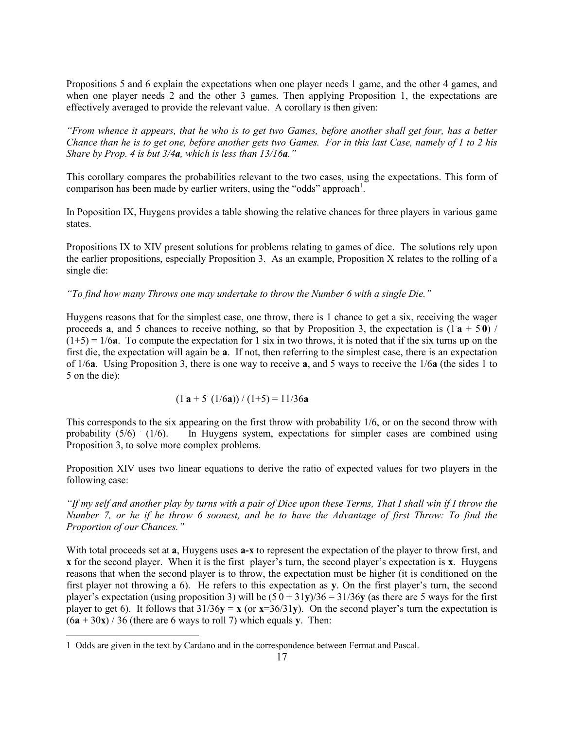Propositions 5 and 6 explain the expectations when one player needs 1 game, and the other 4 games, and when one player needs 2 and the other 3 games. Then applying Proposition 1, the expectations are effectively averaged to provide the relevant value. A corollary is then given:

*"From whence it appears, that he who is to get two Games, before another shall get four, has a better Chance than he is to get one, before another gets two Games. For in this last Case, namely of 1 to 2 his Share by Prop. 4 is but 3/4**a**, which is less than 13/16**a**."*

This corollary compares the probabilities relevant to the two cases, using the expectations. This form of comparison has been made by earlier writers, using the "odds" approach[1].

In Poposition IX, Huygens provides a table showing the relative chances for three players in various game states.

Propositions IX to XIV present solutions for problems relating to games of dice. The solutions rely upon the earlier propositions, especially Proposition 3. As an example, Proposition X relates to the rolling of a single die:

*"To find how many Throws one may undertake to throw the Number 6 with a single Die."*

Huygens reasons that for the simplest case, one throw, there is 1 chance to get a six, receiving the wager proceeds **a**, and 5 chances to receive nothing, so that by Proposition 3, the expectation is $(1 \cdot \mathbf{a} + 5 \cdot \mathbf{0}) / (1+5) = 1/6\mathbf{a}$. To compute the expectation for 1 six in two throws, it is noted that if the six turns up on the first die, the expectation will again be **a**. If not, then referring to the simplest case, there is an expectation of 1/6**a**. Using Proposition 3, there is one way to receive **a**, and 5 ways to receive the 1/6**a** (the sides 1 to 5 on the die):

$$(1 \cdot \mathbf{a} + 5 \cdot (1/6\mathbf{a})) / (1+5) = 11/36\mathbf{a}$$

This corresponds to the six appearing on the first throw with probability 1/6, or on the second throw with probability $(5/6) \cdot (1/6)$. In Huygens system, expectations for simpler cases are combined using Proposition 3, to solve more complex problems.

Proposition XIV uses two linear equations to derive the ratio of expected values for two players in the following case:

*"If my self and another play by turns with a pair of Dice upon these Terms, That I shall win if I throw the Number 7, or he if he throw 6 soonest, and he to have the Advantage of first Throw: To find the Proportion of our Chances."*

With total proceeds set at **a**, Huygens uses **a-x** to represent the expectation of the player to throw first, and **x** for the second player. When it is the first player's turn, the second player's expectation is **x**. Huygens reasons that when the second player is to throw, the expectation must be higher (it is conditioned on the first player not throwing a 6). He refers to this expectation as **y**. On the first player's turn, the second player's expectation (using proposition 3) will be $(5 \cdot 0 + 31\mathbf{y})/36 = 31/36\mathbf{y}$ (as there are 5 ways for the first player to get 6). It follows that $31/36\mathbf{y} = \mathbf{x}$ (or $\mathbf{x}=36/31\mathbf{y}$). On the second player's turn the expectation is $(6\mathbf{a} + 30\mathbf{x}) / 36$ (there are 6 ways to roll 7) which equals **y**. Then:

[1] Odds are given in the text by Cardano and in the correspondence between Fermat and Pascal.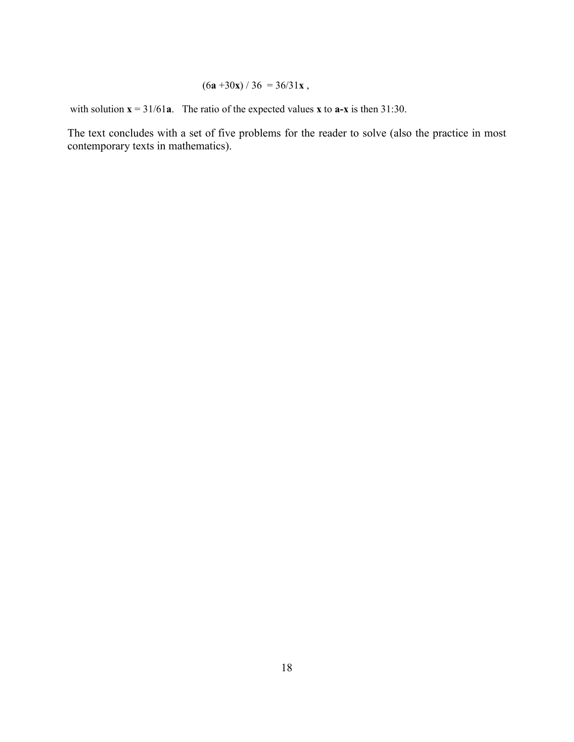$$(6\mathbf{a} + 30\mathbf{x}) / 36 = 36/31\mathbf{x} ,$$

with solution $\mathbf{x} = 31/61\mathbf{a}$. The ratio of the expected values $\mathbf{x}$ to $\mathbf{a\text{-}x}$ is then 31:30.

The text concludes with a set of five problems for the reader to solve (also the practice in most contemporary texts in mathematics).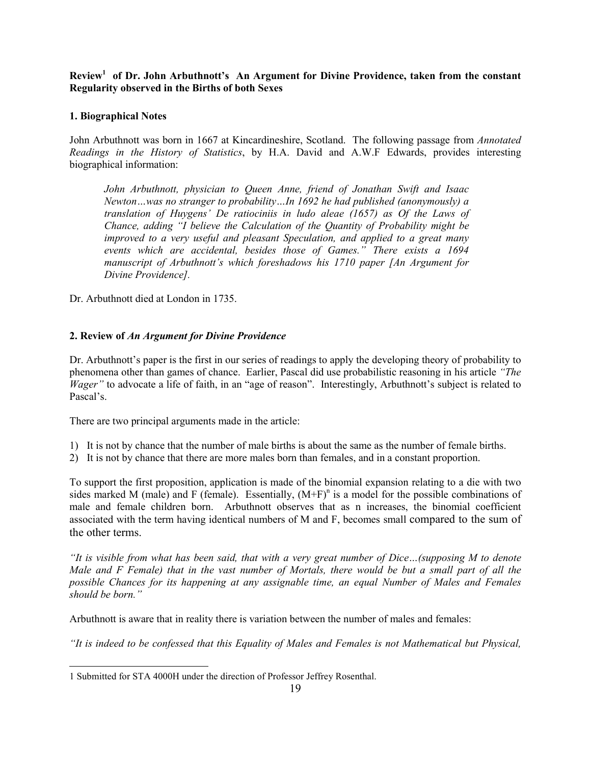**Review[1] of Dr. John Arbuthnott's An Argument for Divine Providence, taken from the constant Regularity observed in the Births of both Sexes**

## 1. Biographical Notes

John Arbuthnott was born in 1667 at Kincardineshire, Scotland. The following passage from *Annotated Readings in the History of Statistics*, by H.A. David and A.W.F Edwards, provides interesting biographical information:

> *John Arbuthnott, physician to Queen Anne, friend of Jonathan Swift and Isaac Newton…was no stranger to probability…In 1692 he had published (anonymously) a translation of Huygens' De ratiociniis in ludo aleae (1657) as Of the Laws of Chance, adding "I believe the Calculation of the Quantity of Probability might be improved to a very useful and pleasant Speculation, and applied to a great many events which are accidental, besides those of Games." There exists a 1694 manuscript of Arbuthnott's which foreshadows his 1710 paper [An Argument for Divine Providence].*

Dr. Arbuthnott died at London in 1735.

## 2. Review of *An Argument for Divine Providence*

Dr. Arbuthnott's paper is the first in our series of readings to apply the developing theory of probability to phenomena other than games of chance. Earlier, Pascal did use probabilistic reasoning in his article *"The Wager"* to advocate a life of faith, in an "age of reason". Interestingly, Arbuthnott's subject is related to Pascal's.

There are two principal arguments made in the article:

1) It is not by chance that the number of male births is about the same as the number of female births.
2) It is not by chance that there are more males born than females, and in a constant proportion.

To support the first proposition, application is made of the binomial expansion relating to a die with two sides marked M (male) and F (female). Essentially, $(M+F)^n$ is a model for the possible combinations of male and female children born. Arbuthnott observes that as n increases, the binomial coefficient associated with the term having identical numbers of M and F, becomes small compared to the sum of the other terms.

*"It is visible from what has been said, that with a very great number of Dice…(supposing M to denote Male and F Female) that in the vast number of Mortals, there would be but a small part of all the possible Chances for its happening at any assignable time, an equal Number of Males and Females should be born."*

Arbuthnott is aware that in reality there is variation between the number of males and females:

*"It is indeed to be confessed that this Equality of Males and Females is not Mathematical but Physical,*

[1] Submitted for STA 4000H under the direction of Professor Jeffrey Rosenthal.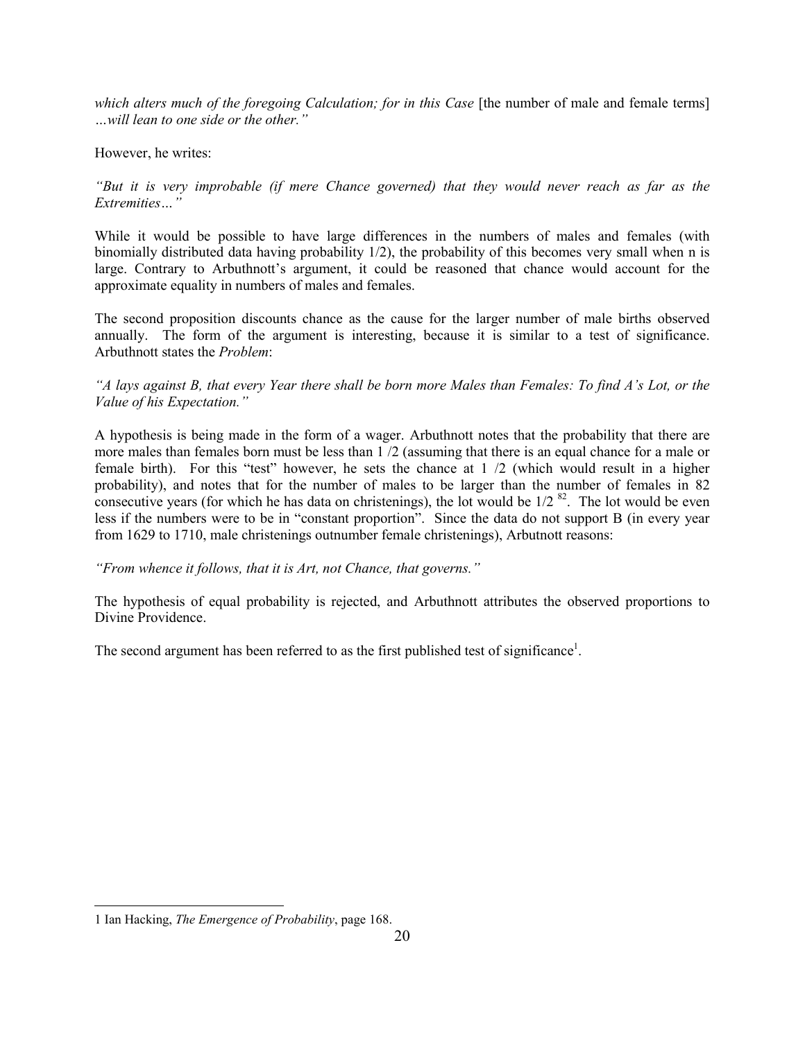*which alters much of the foregoing Calculation; for in this Case* [the number of male and female terms] *…will lean to one side or the other."*

However, he writes:

*"But it is very improbable (if mere Chance governed) that they would never reach as far as the Extremities…"*

While it would be possible to have large differences in the numbers of males and females (with binomially distributed data having probability 1/2), the probability of this becomes very small when n is large. Contrary to Arbuthnott's argument, it could be reasoned that chance would account for the approximate equality in numbers of males and females.

The second proposition discounts chance as the cause for the larger number of male births observed annually. The form of the argument is interesting, because it is similar to a test of significance. Arbuthnott states the *Problem*:

*"A lays against B, that every Year there shall be born more Males than Females: To find A's Lot, or the Value of his Expectation."*

A hypothesis is being made in the form of a wager. Arbuthnott notes that the probability that there are more males than females born must be less than 1 /2 (assuming that there is an equal chance for a male or female birth). For this "test" however, he sets the chance at 1 /2 (which would result in a higher probability), and notes that for the number of males to be larger than the number of females in 82 consecutive years (for which he has data on christenings), the lot would be $1/2^{82}$. The lot would be even less if the numbers were to be in "constant proportion". Since the data do not support B (in every year from 1629 to 1710, male christenings outnumber female christenings), Arbutnott reasons:

*"From whence it follows, that it is Art, not Chance, that governs."*

The hypothesis of equal probability is rejected, and Arbuthnott attributes the observed proportions to Divine Providence.

The second argument has been referred to as the first published test of significance[1].

---

1 Ian Hacking, *The Emergence of Probability*, page 168.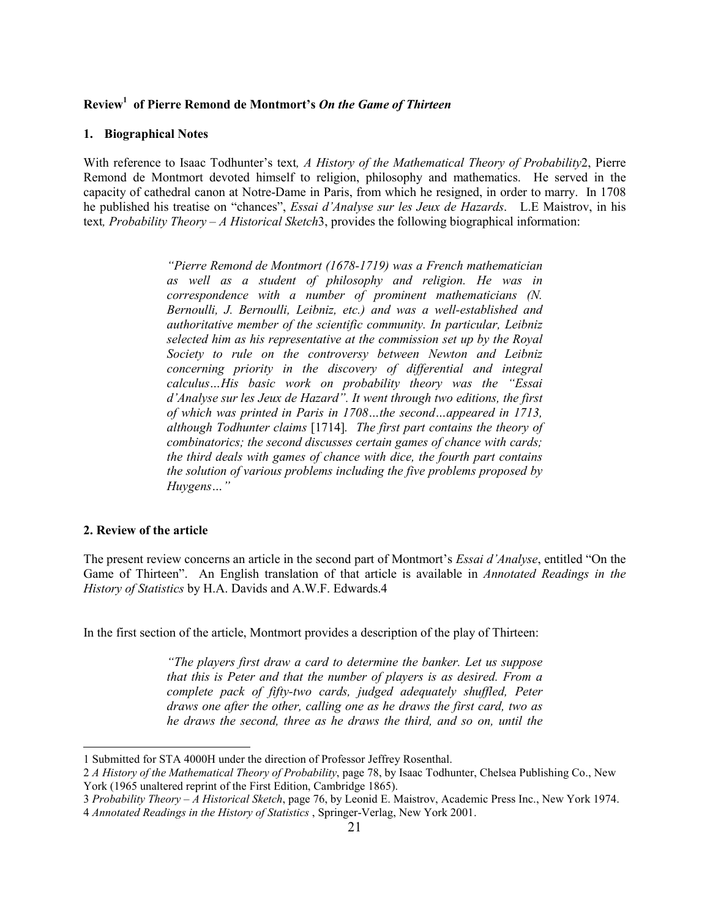## Review[1] of Pierre Remond de Montmort's *On the Game of Thirteen*

### 1. Biographical Notes

With reference to Isaac Todhunter's text*, A History of the Mathematical Theory of Probability*2, Pierre Remond de Montmort devoted himself to religion, philosophy and mathematics. He served in the capacity of cathedral canon at Notre-Dame in Paris, from which he resigned, in order to marry. In 1708 he published his treatise on "chances", *Essai d'Analyse sur les Jeux de Hazards*. L.E Maistrov, in his text*, Probability Theory – A Historical Sketch*3, provides the following biographical information:

> *"Pierre Remond de Montmort (1678-1719) was a French mathematician as well as a student of philosophy and religion. He was in correspondence with a number of prominent mathematicians (N. Bernoulli, J. Bernoulli, Leibniz, etc.) and was a well-established and authoritative member of the scientific community. In particular, Leibniz selected him as his representative at the commission set up by the Royal Society to rule on the controversy between Newton and Leibniz concerning priority in the discovery of differential and integral calculus…His basic work on probability theory was the "Essai d'Analyse sur les Jeux de Hazard". It went through two editions, the first of which was printed in Paris in 1708…the second…appeared in 1713, although Todhunter claims* [1714]*. The first part contains the theory of combinatorics; the second discusses certain games of chance with cards; the third deals with games of chance with dice, the fourth part contains the solution of various problems including the five problems proposed by Huygens…"*

### 2. Review of the article

The present review concerns an article in the second part of Montmort's *Essai d'Analyse*, entitled "On the Game of Thirteen". An English translation of that article is available in *Annotated Readings in the History of Statistics* by H.A. Davids and A.W.F. Edwards.4

In the first section of the article, Montmort provides a description of the play of Thirteen:

> *"The players first draw a card to determine the banker. Let us suppose that this is Peter and that the number of players is as desired. From a complete pack of fifty-two cards, judged adequately shuffled, Peter draws one after the other, calling one as he draws the first card, two as he draws the second, three as he draws the third, and so on, until the*

---

1 Submitted for STA 4000H under the direction of Professor Jeffrey Rosenthal.

2 *A History of the Mathematical Theory of Probability*, page 78, by Isaac Todhunter, Chelsea Publishing Co., New York (1965 unaltered reprint of the First Edition, Cambridge 1865).

3 *Probability Theory – A Historical Sketch*, page 76, by Leonid E. Maistrov, Academic Press Inc., New York 1974.

4 *Annotated Readings in the History of Statistics* , Springer-Verlag, New York 2001.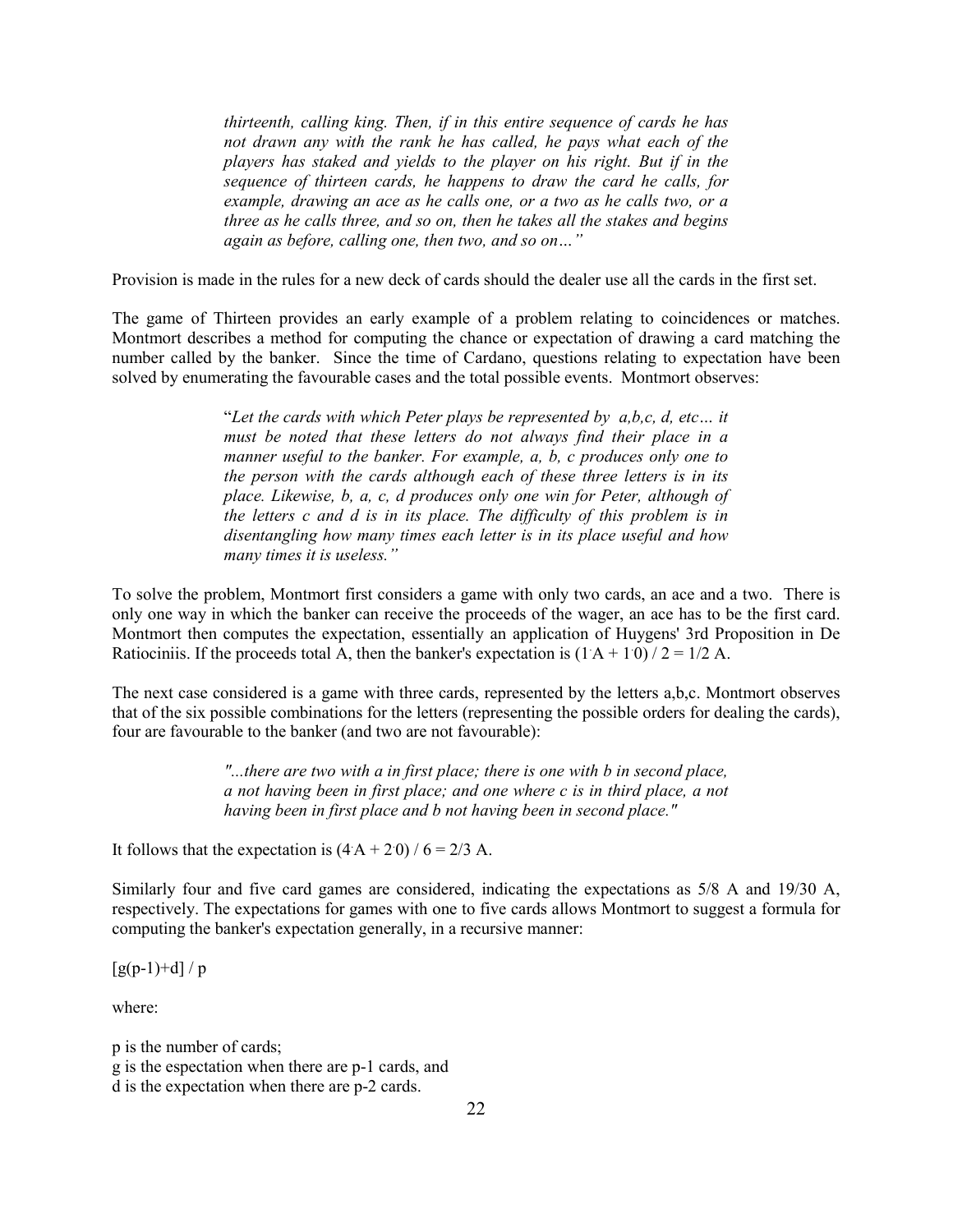> *thirteenth, calling king. Then, if in this entire sequence of cards he has not drawn any with the rank he has called, he pays what each of the players has staked and yields to the player on his right. But if in the sequence of thirteen cards, he happens to draw the card he calls, for example, drawing an ace as he calls one, or a two as he calls two, or a three as he calls three, and so on, then he takes all the stakes and begins again as before, calling one, then two, and so on…"*

Provision is made in the rules for a new deck of cards should the dealer use all the cards in the first set.

The game of Thirteen provides an early example of a problem relating to coincidences or matches. Montmort describes a method for computing the chance or expectation of drawing a card matching the number called by the banker. Since the time of Cardano, questions relating to expectation have been solved by enumerating the favourable cases and the total possible events. Montmort observes:

> "*Let the cards with which Peter plays be represented by a,b,c, d, etc… it must be noted that these letters do not always find their place in a manner useful to the banker. For example, a, b, c produces only one to the person with the cards although each of these three letters is in its place. Likewise, b, a, c, d produces only one win for Peter, although of the letters c and d is in its place. The difficulty of this problem is in disentangling how many times each letter is in its place useful and how many times it is useless."*

To solve the problem, Montmort first considers a game with only two cards, an ace and a two. There is only one way in which the banker can receive the proceeds of the wager, an ace has to be the first card. Montmort then computes the expectation, essentially an application of Huygens' 3rd Proposition in De Ratiociniis. If the proceeds total A, then the banker's expectation is $(1 \cdot A + 1 \cdot 0) / 2 = 1/2$ A.

The next case considered is a game with three cards, represented by the letters a,b,c. Montmort observes that of the six possible combinations for the letters (representing the possible orders for dealing the cards), four are favourable to the banker (and two are not favourable):

> *"...there are two with a in first place; there is one with b in second place, a not having been in first place; and one where c is in third place, a not having been in first place and b not having been in second place."*

It follows that the expectation is $(4 \cdot A + 2 \cdot 0) / 6 = 2/3$ A.

Similarly four and five card games are considered, indicating the expectations as 5/8 A and 19/30 A, respectively. The expectations for games with one to five cards allows Montmort to suggest a formula for computing the banker's expectation generally, in a recursive manner:

$[g(p-1)+d] / p$

where:

p is the number of cards;
g is the espectation when there are p-1 cards, and
d is the expectation when there are p-2 cards.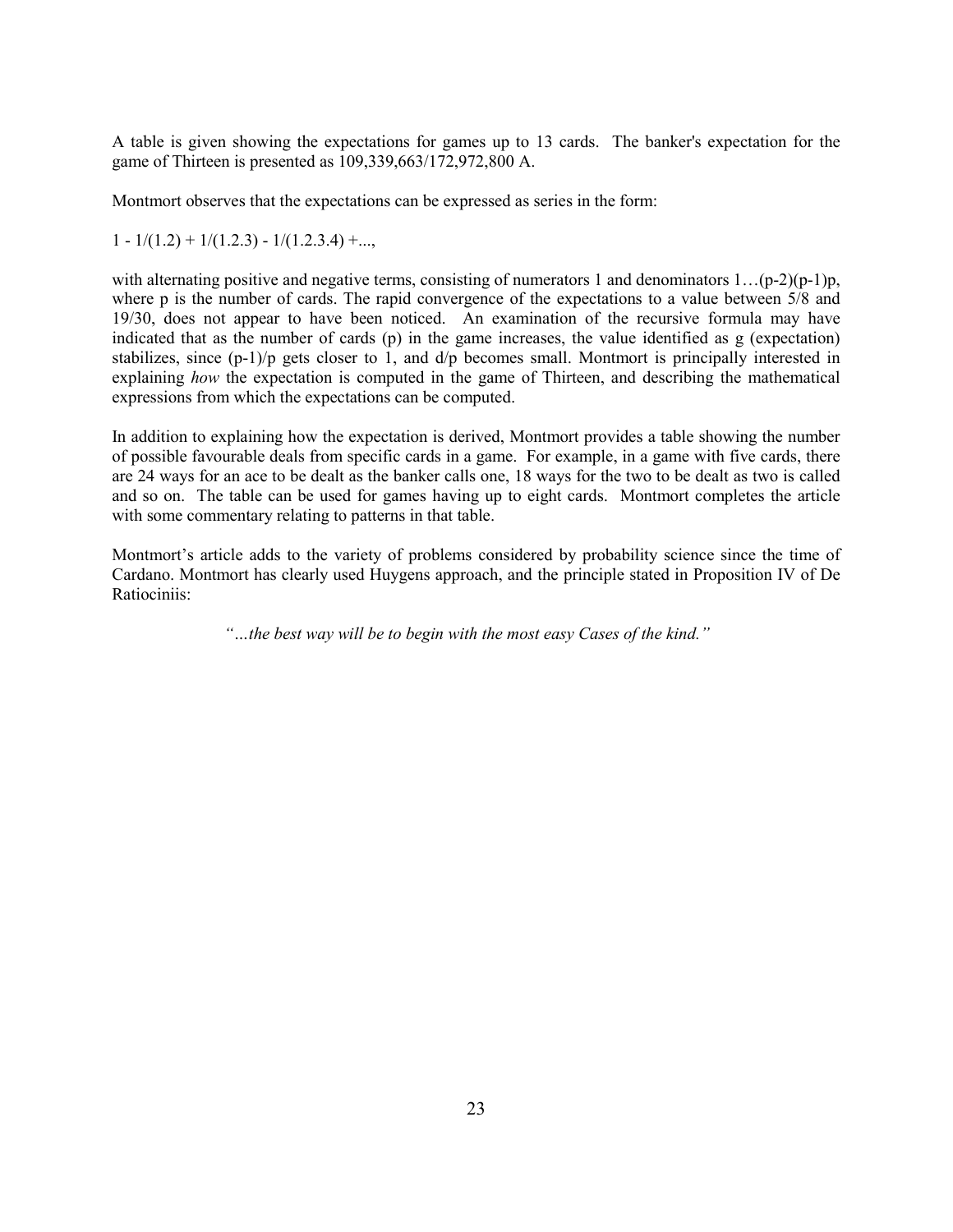A table is given showing the expectations for games up to 13 cards. The banker's expectation for the game of Thirteen is presented as 109,339,663/172,972,800 A.

Montmort observes that the expectations can be expressed as series in the form:

$1 - 1/(1.2) + 1/(1.2.3) - 1/(1.2.3.4) +...,$

with alternating positive and negative terms, consisting of numerators 1 and denominators $1\ldots(p-2)(p-1)p$, where p is the number of cards. The rapid convergence of the expectations to a value between 5/8 and 19/30, does not appear to have been noticed. An examination of the recursive formula may have indicated that as the number of cards (p) in the game increases, the value identified as g (expectation) stabilizes, since $(p-1)/p$ gets closer to 1, and $d/p$ becomes small. Montmort is principally interested in explaining *how* the expectation is computed in the game of Thirteen, and describing the mathematical expressions from which the expectations can be computed.

In addition to explaining how the expectation is derived, Montmort provides a table showing the number of possible favourable deals from specific cards in a game. For example, in a game with five cards, there are 24 ways for an ace to be dealt as the banker calls one, 18 ways for the two to be dealt as two is called and so on. The table can be used for games having up to eight cards. Montmort completes the article with some commentary relating to patterns in that table.

Montmort's article adds to the variety of problems considered by probability science since the time of Cardano. Montmort has clearly used Huygens approach, and the principle stated in Proposition IV of De Ratiociniis:

> *"…the best way will be to begin with the most easy Cases of the kind."*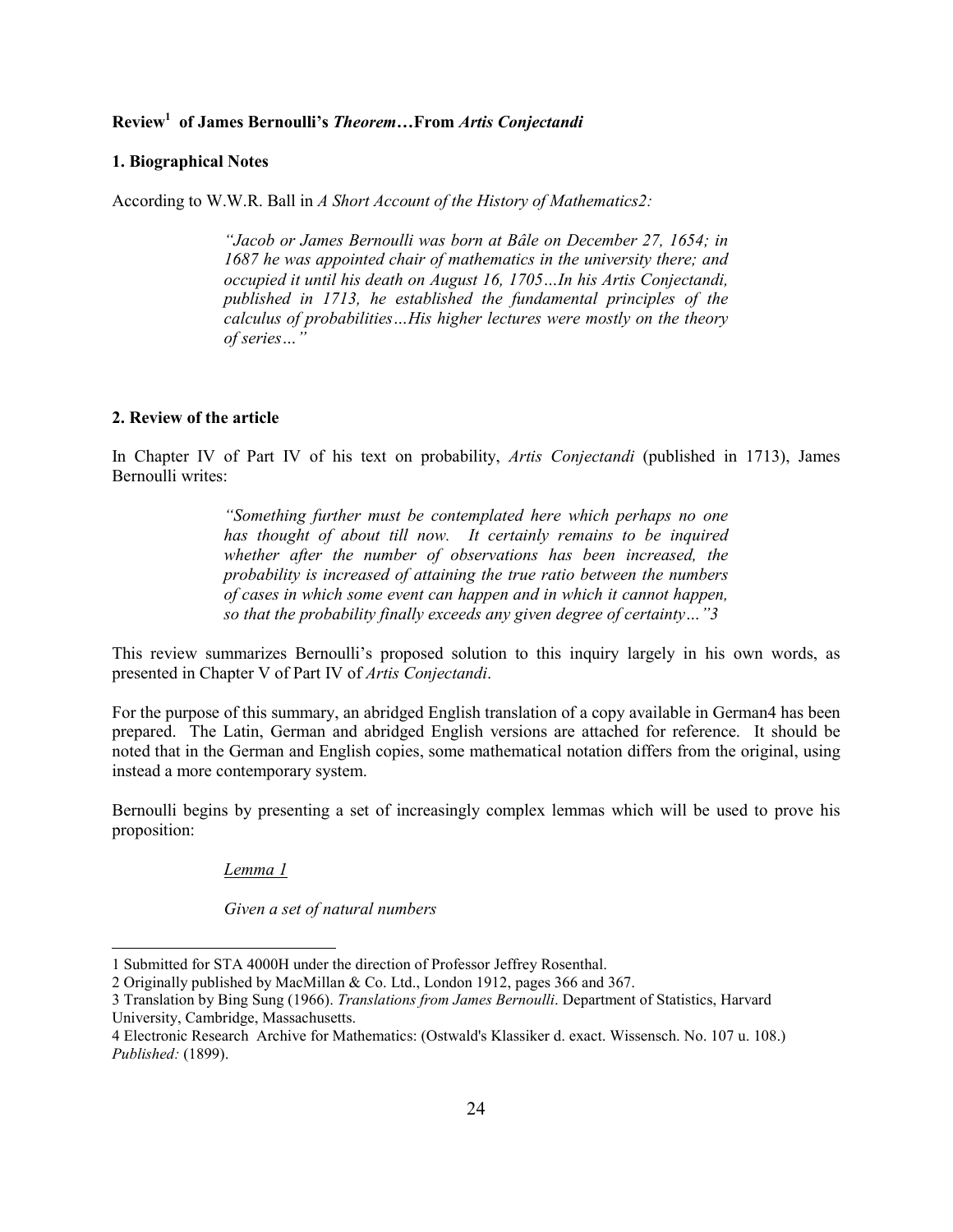**Review[1] of James Bernoulli's *Theorem*…From *Artis Conjectandi***

**1. Biographical Notes**

According to W.W.R. Ball in *A Short Account of the History of Mathematics2:*

> *"Jacob or James Bernoulli was born at Bâle on December 27, 1654; in 1687 he was appointed chair of mathematics in the university there; and occupied it until his death on August 16, 1705…In his Artis Conjectandi, published in 1713, he established the fundamental principles of the calculus of probabilities…His higher lectures were mostly on the theory of series…"*

**2. Review of the article**

In Chapter IV of Part IV of his text on probability, *Artis Conjectandi* (published in 1713), James Bernoulli writes:

> *"Something further must be contemplated here which perhaps no one has thought of about till now. It certainly remains to be inquired whether after the number of observations has been increased, the probability is increased of attaining the true ratio between the numbers of cases in which some event can happen and in which it cannot happen, so that the probability finally exceeds any given degree of certainty…"3*

This review summarizes Bernoulli's proposed solution to this inquiry largely in his own words, as presented in Chapter V of Part IV of *Artis Conjectandi*.

For the purpose of this summary, an abridged English translation of a copy available in German4 has been prepared. The Latin, German and abridged English versions are attached for reference. It should be noted that in the German and English copies, some mathematical notation differs from the original, using instead a more contemporary system.

Bernoulli begins by presenting a set of increasingly complex lemmas which will be used to prove his proposition:

> *Lemma 1*
>
> *Given a set of natural numbers*

---

1 Submitted for STA 4000H under the direction of Professor Jeffrey Rosenthal.

2 Originally published by MacMillan & Co. Ltd., London 1912, pages 366 and 367.

3 Translation by Bing Sung (1966). *Translations from James Bernoulli*. Department of Statistics, Harvard University, Cambridge, Massachusetts.

4 Electronic Research Archive for Mathematics: (Ostwald's Klassiker d. exact. Wissensch. No. 107 u. 108.) *Published:* (1899).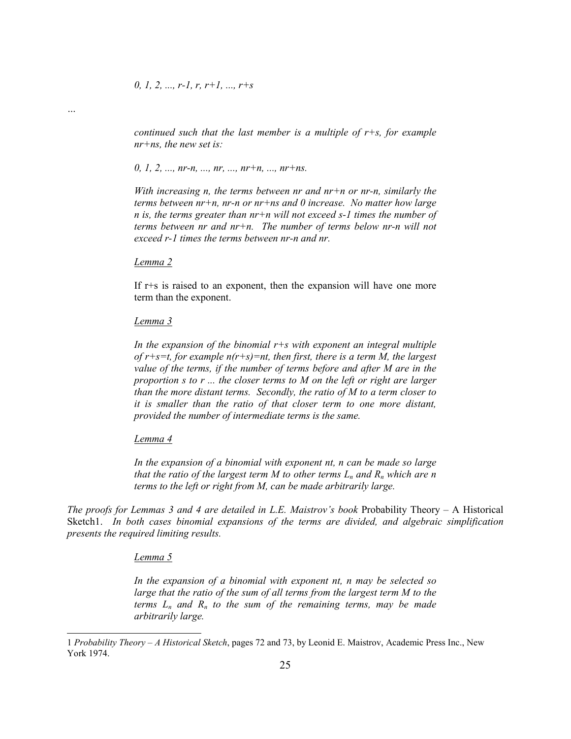*0, 1, 2, ..., r-1, r, r+1, ..., r+s*

...

> *continued such that the last member is a multiple of r+s, for example nr+ns, the new set is:*
>
> *0, 1, 2, ..., nr-n, ..., nr, ..., nr+n, ..., nr+ns.*
>
> *With increasing n, the terms between nr and nr+n or nr-n, similarly the terms between nr+n, nr-n or nr+ns and 0 increase. No matter how large n is, the terms greater than nr+n will not exceed s-1 times the number of terms between nr and nr+n. The number of terms below nr-n will not exceed r-1 times the terms between nr-n and nr.*
>
> <u>*Lemma 2*</u>
>
> If r+s is raised to an exponent, then the expansion will have one more term than the exponent.
>
> <u>*Lemma 3*</u>
>
> *In the expansion of the binomial r+s with exponent an integral multiple of r+s=t, for example n(r+s)=nt, then first, there is a term M, the largest value of the terms, if the number of terms before and after M are in the proportion s to r ... the closer terms to M on the left or right are larger than the more distant terms. Secondly, the ratio of M to a term closer to it is smaller than the ratio of that closer term to one more distant, provided the number of intermediate terms is the same.*
>
> <u>*Lemma 4*</u>
>
> *In the expansion of a binomial with exponent nt, n can be made so large that the ratio of the largest term M to other terms $L_n$ and $R_n$ which are n terms to the left or right from M, can be made arbitrarily large.*

*The proofs for Lemmas 3 and 4 are detailed in L.E. Maistrov's book* Probability Theory – A Historical Sketch[1]. *In both cases binomial expansions of the terms are divided, and algebraic simplification presents the required limiting results.*

> <u>*Lemma 5*</u>
>
> *In the expansion of a binomial with exponent nt, n may be selected so large that the ratio of the sum of all terms from the largest term M to the terms $L_n$ and $R_n$ to the sum of the remaining terms, may be made arbitrarily large.*

---

[1] *Probability Theory – A Historical Sketch*, pages 72 and 73, by Leonid E. Maistrov, Academic Press Inc., New York 1974.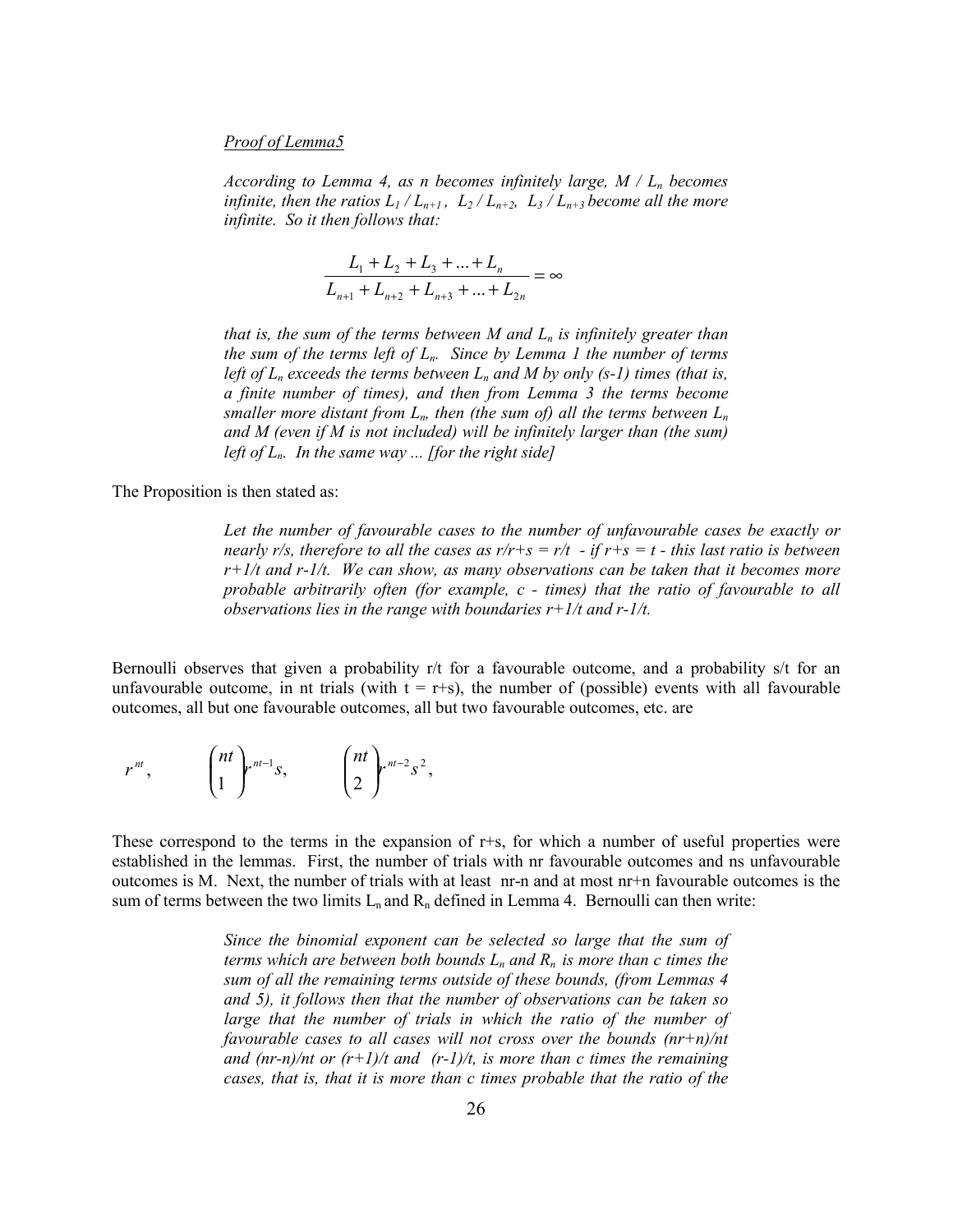*Proof of Lemma5*

*According to Lemma 4, as n becomes infinitely large, $M / L_n$ becomes infinite, then the ratios $L_1 / L_{n+1}$, $L_2 / L_{n+2}$, $L_3 / L_{n+3}$ become all the more infinite. So it then follows that:*

$$\frac{L_1 + L_2 + L_3 + ... + L_n}{L_{n+1} + L_{n+2} + L_{n+3} + ... + L_{2n}} = \infty$$

*that is, the sum of the terms between M and $L_n$ is infinitely greater than the sum of the terms left of $L_n$. Since by Lemma 1 the number of terms left of $L_n$ exceeds the terms between $L_n$ and M by only (s-1) times (that is, a finite number of times), and then from Lemma 3 the terms become smaller more distant from $L_n$, then (the sum of) all the terms between $L_n$ and M (even if M is not included) will be infinitely larger than (the sum) left of $L_n$. In the same way ... [for the right side]*

The Proposition is then stated as:

> *Let the number of favourable cases to the number of unfavourable cases be exactly or nearly r/s, therefore to all the cases as r/r+s = r/t - if r+s = t - this last ratio is between r+1/t and r-1/t. We can show, as many observations can be taken that it becomes more probable arbitrarily often (for example, c - times) that the ratio of favourable to all observations lies in the range with boundaries r+1/t and r-1/t.*

Bernoulli observes that given a probability r/t for a favourable outcome, and a probability s/t for an unfavourable outcome, in nt trials (with t = r+s), the number of (possible) events with all favourable outcomes, all but one favourable outcomes, all but two favourable outcomes, etc. are

$$r^{nt}, \qquad \binom{nt}{1} r^{nt-1} s, \qquad \binom{nt}{2} r^{nt-2} s^2,$$

These correspond to the terms in the expansion of r+s, for which a number of useful properties were established in the lemmas. First, the number of trials with nr favourable outcomes and ns unfavourable outcomes is M. Next, the number of trials with at least nr-n and at most nr+n favourable outcomes is the sum of terms between the two limits $L_n$ and $R_n$ defined in Lemma 4. Bernoulli can then write:

> *Since the binomial exponent can be selected so large that the sum of terms which are between both bounds $L_n$ and $R_n$ is more than c times the sum of all the remaining terms outside of these bounds, (from Lemmas 4 and 5), it follows then that the number of observations can be taken so large that the number of trials in which the ratio of the number of favourable cases to all cases will not cross over the bounds (nr+n)/nt and (nr-n)/nt or (r+1)/t and (r-1)/t, is more than c times the remaining cases, that is, that it is more than c times probable that the ratio of the*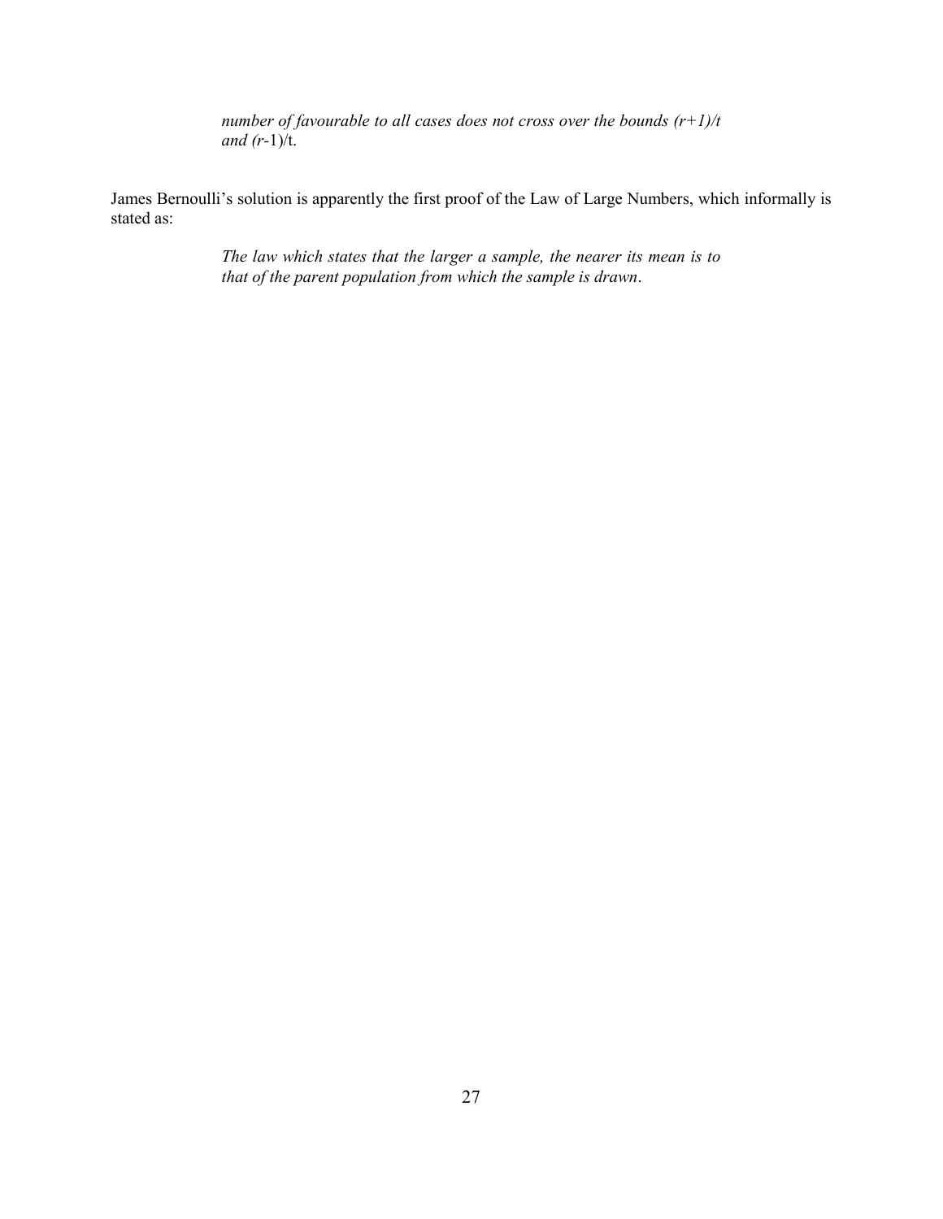> *number of favourable to all cases does not cross over the bounds $(r+1)/t$ and $(r-1)/t$.*

James Bernoulli's solution is apparently the first proof of the Law of Large Numbers, which informally is stated as:

> *The law which states that the larger a sample, the nearer its mean is to that of the parent population from which the sample is drawn.*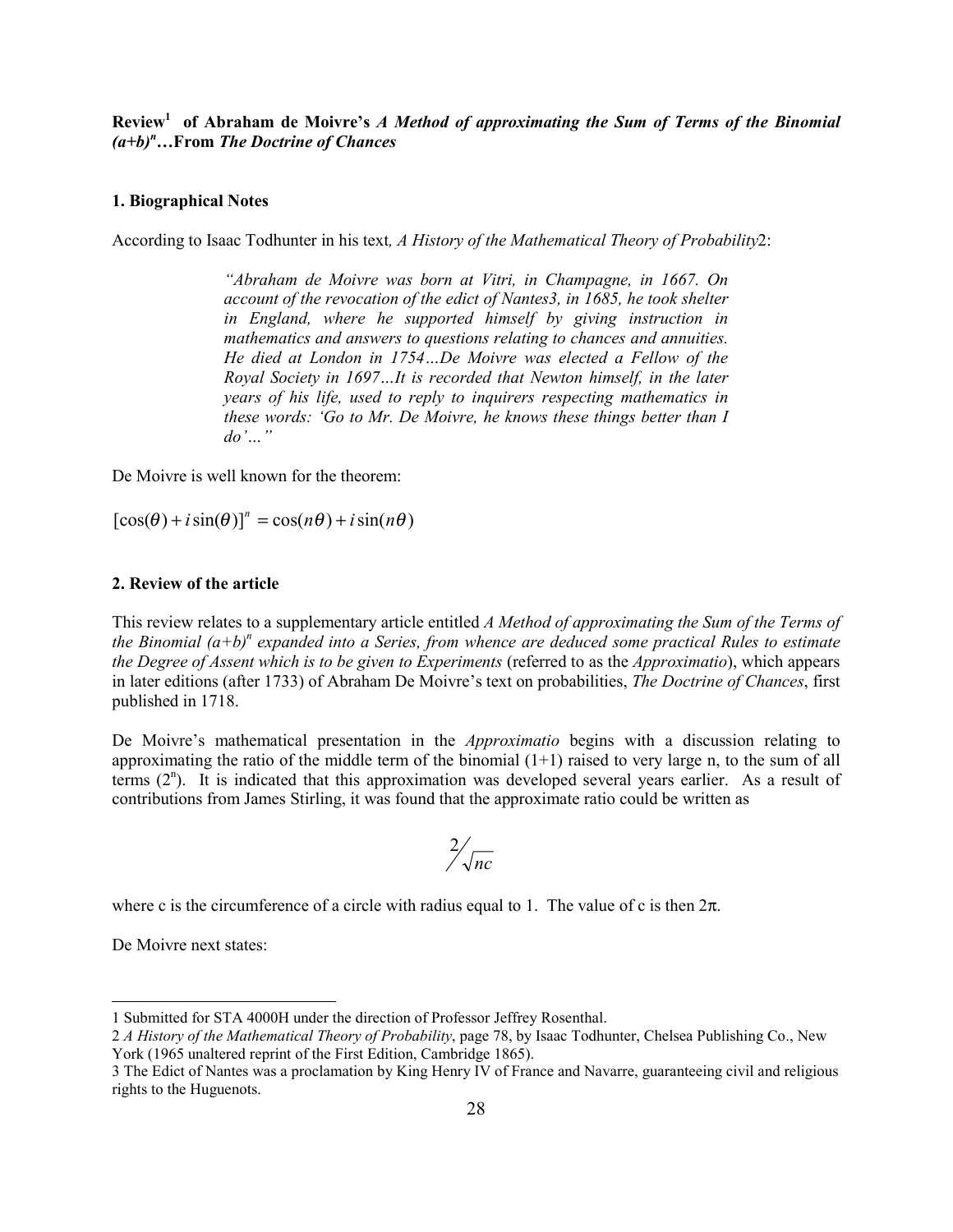**Review[1] of Abraham de Moivre's *A Method of approximating the Sum of Terms of the Binomial $(a+b)^n$*…From *The Doctrine of Chances***

**1. Biographical Notes**

According to Isaac Todhunter in his text*, A History of the Mathematical Theory of Probability*[2]:

> *"Abraham de Moivre was born at Vitri, in Champagne, in 1667. On account of the revocation of the edict of Nantes[3], in 1685, he took shelter in England, where he supported himself by giving instruction in mathematics and answers to questions relating to chances and annuities. He died at London in 1754…De Moivre was elected a Fellow of the Royal Society in 1697…It is recorded that Newton himself, in the later years of his life, used to reply to inquirers respecting mathematics in these words: 'Go to Mr. De Moivre, he knows these things better than I do'…"*

De Moivre is well known for the theorem:

$$[\cos(\theta) + i\sin(\theta)]^n = \cos(n\theta) + i\sin(n\theta)$$

**2. Review of the article**

This review relates to a supplementary article entitled *A Method of approximating the Sum of the Terms of the Binomial $(a+b)^n$ expanded into a Series, from whence are deduced some practical Rules to estimate the Degree of Assent which is to be given to Experiments* (referred to as the *Approximatio*), which appears in later editions (after 1733) of Abraham De Moivre's text on probabilities, *The Doctrine of Chances*, first published in 1718.

De Moivre's mathematical presentation in the *Approximatio* begins with a discussion relating to approximating the ratio of the middle term of the binomial (1+1) raised to very large n, to the sum of all terms ($2^n$). It is indicated that this approximation was developed several years earlier. As a result of contributions from James Stirling, it was found that the approximate ratio could be written as

$$2 \Big/ \sqrt{nc}$$

where c is the circumference of a circle with radius equal to 1. The value of c is then $2\pi$.

De Moivre next states:

---

1 Submitted for STA 4000H under the direction of Professor Jeffrey Rosenthal.

2 *A History of the Mathematical Theory of Probability*, page 78, by Isaac Todhunter, Chelsea Publishing Co., New York (1965 unaltered reprint of the First Edition, Cambridge 1865).

3 The Edict of Nantes was a proclamation by King Henry IV of France and Navarre, guaranteeing civil and religious rights to the Huguenots.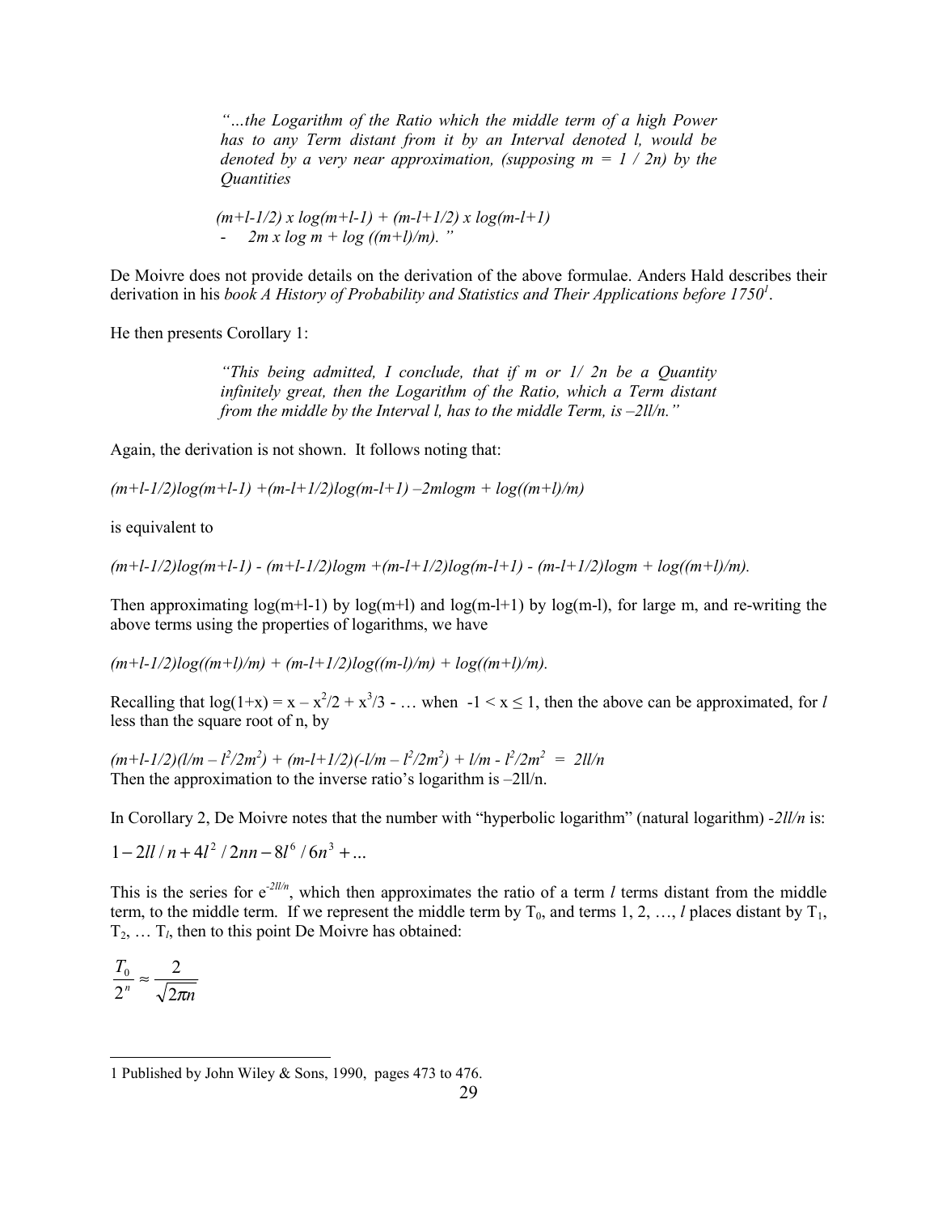> *"…the Logarithm of the Ratio which the middle term of a high Power has to any Term distant from it by an Interval denoted l, would be denoted by a very near approximation, (supposing $m = 1 / 2n$) by the Quantities*
>
> *$(m+l-1/2) \times \log(m+l-1) + (m-l+1/2) \times \log(m-l+1)$*
> *$- \quad 2m \times \log m + \log((m+l)/m)$."*

De Moivre does not provide details on the derivation of the above formulae. Anders Hald describes their derivation in his *book A History of Probability and Statistics and Their Applications before 1750*[1].

He then presents Corollary 1:

> *"This being admitted, I conclude, that if m or 1/ 2n be a Quantity infinitely great, then the Logarithm of the Ratio, which a Term distant from the middle by the Interval l, has to the middle Term, is –2ll/n."*

Again, the derivation is not shown. It follows noting that:

$(m+l-1/2)\log(m+l-1) + (m-l+1/2)\log(m-l+1) - 2m\log m + \log((m+l)/m)$

is equivalent to

$(m+l-1/2)\log(m+l-1) - (m+l-1/2)\log m + (m-l+1/2)\log(m-l+1) - (m-l+1/2)\log m + \log((m+l)/m).$

Then approximating $\log(m+l-1)$ by $\log(m+l)$ and $\log(m-l+1)$ by $\log(m-l)$, for large m, and re-writing the above terms using the properties of logarithms, we have

$(m+l-1/2)\log((m+l)/m) + (m-l+1/2)\log((m-l)/m) + \log((m+l)/m).$

Recalling that $\log(1+x) = x - x^2/2 + x^3/3 - \ldots$ when $-1 < x \leq 1$, then the above can be approximated, for *l* less than the square root of n, by

$(m+l-1/2)(l/m - l^2/2m^2) + (m-l+1/2)(-l/m - l^2/2m^2) + l/m - l^2/2m^2 = 2ll/n$
Then the approximation to the inverse ratio's logarithm is $-2ll/n$.

In Corollary 2, De Moivre notes that the number with "hyperbolic logarithm" (natural logarithm) $-2ll/n$ is:

$$1 - 2ll/n + 4l^2/2nn - 8l^6/6n^3 + \ldots$$

This is the series for $e^{-2ll/n}$, which then approximates the ratio of a term *l* terms distant from the middle term, to the middle term. If we represent the middle term by $T_0$, and terms 1, 2, …, *l* places distant by $T_1$, $T_2$, … $T_l$, then to this point De Moivre has obtained:

$$\frac{T_0}{2^n} \approx \frac{2}{\sqrt{2\pi n}}$$

---

1 Published by John Wiley & Sons, 1990, pages 473 to 476.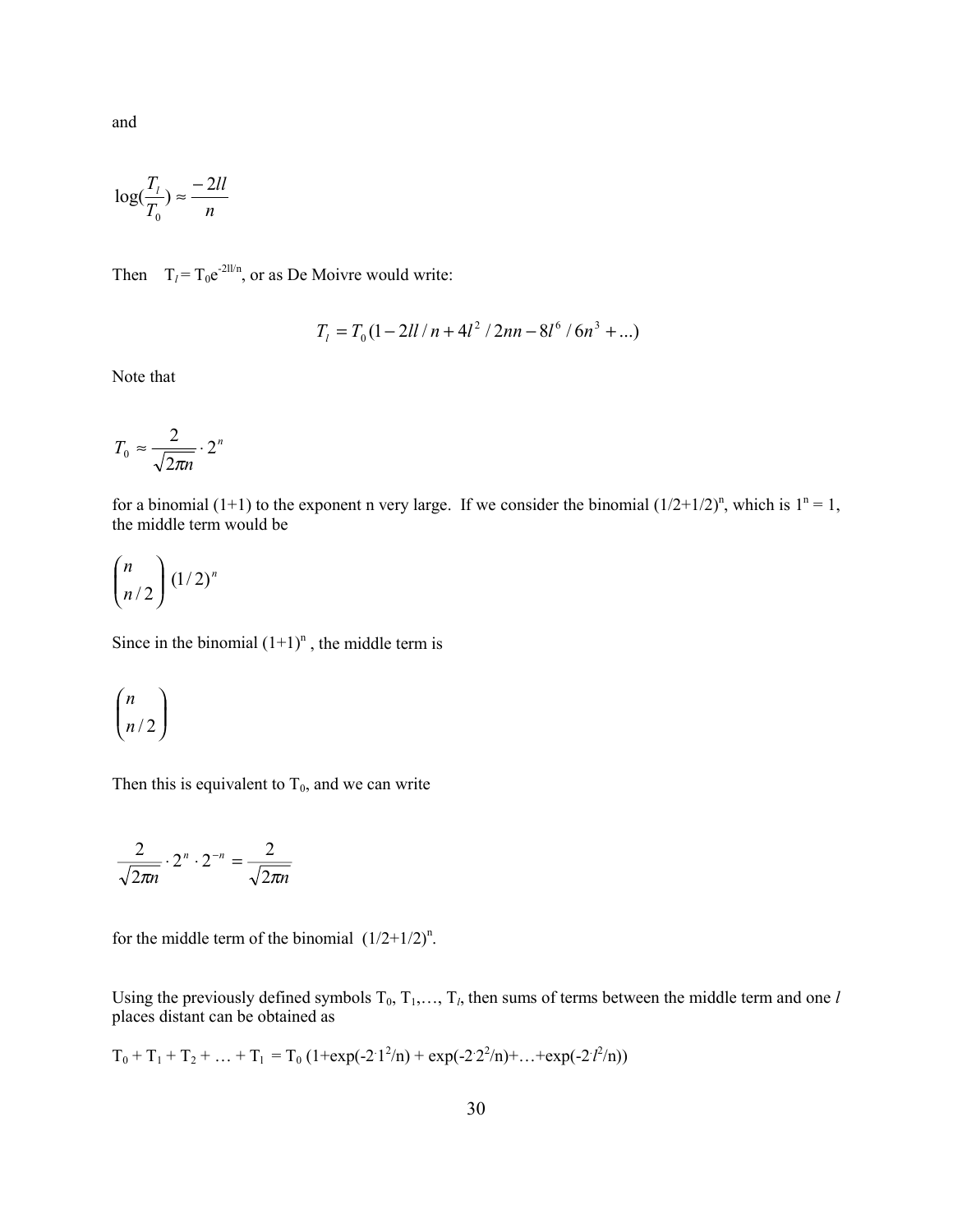and

$$\log(\frac{T_l}{T_0}) \approx \frac{-2ll}{n}$$

Then $T_l = T_0 e^{-2ll/n}$, or as De Moivre would write:

$$T_l = T_0(1 - 2ll/n + 4l^2/2nn - 8l^6/6n^3 + ...)$$

Note that

$$T_0 \approx \frac{2}{\sqrt{2\pi n}} \cdot 2^n$$

for a binomial (1+1) to the exponent n very large. If we consider the binomial $(1/2+1/2)^n$, which is $1^n = 1$, the middle term would be

$$\binom{n}{n/2}(1/2)^n$$

Since in the binomial $(1+1)^n$, the middle term is

$$\binom{n}{n/2}$$

Then this is equivalent to $T_0$, and we can write

$$\frac{2}{\sqrt{2\pi n}} \cdot 2^n \cdot 2^{-n} = \frac{2}{\sqrt{2\pi n}}$$

for the middle term of the binomial $(1/2+1/2)^n$.

Using the previously defined symbols $T_0, T_1, \ldots, T_l$, then sums of terms between the middle term and one $l$ places distant can be obtained as

$T_0 + T_1 + T_2 + \ldots + T_l = T_0\,(1 + \exp(-2 \cdot 1^2/n) + \exp(-2 \cdot 2^2/n) + \ldots + \exp(-2 \cdot l^2/n))$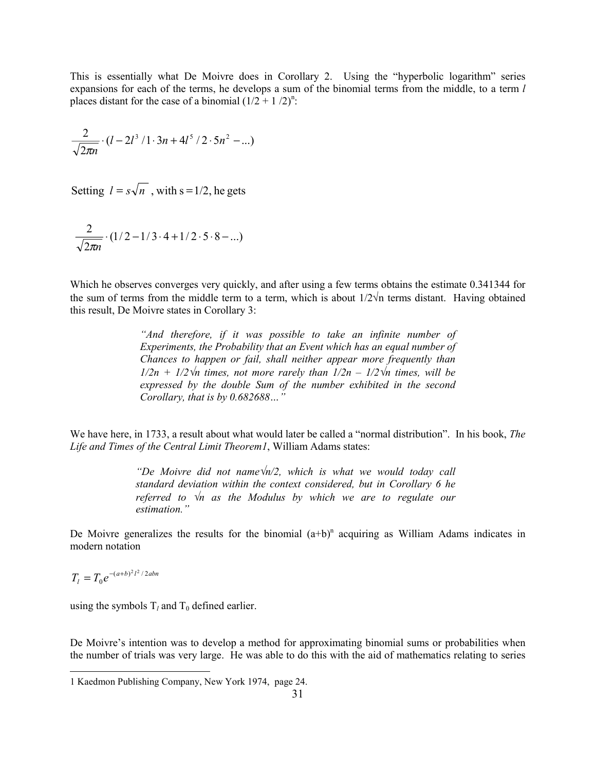This is essentially what De Moivre does in Corollary 2. Using the "hyperbolic logarithm" series expansions for each of the terms, he develops a sum of the binomial terms from the middle, to a term $l$ places distant for the case of a binomial $(1/2 + 1/2)^n$:

$$\frac{2}{\sqrt{2\pi n}} \cdot (l - 2l^3 / 1 \cdot 3n + 4l^5 / 2 \cdot 5n^2 - \ldots)$$

Setting $l = s\sqrt{n}$ , with s =1/2, he gets

$$\frac{2}{\sqrt{2\pi n}} \cdot (1/2 - 1/3 \cdot 4 + 1/2 \cdot 5 \cdot 8 - \ldots)$$

Which he observes converges very quickly, and after using a few terms obtains the estimate 0.341344 for the sum of terms from the middle term to a term, which is about 1/2√n terms distant. Having obtained this result, De Moivre states in Corollary 3:

> *"And therefore, if it was possible to take an infinite number of Experiments, the Probability that an Event which has an equal number of Chances to happen or fail, shall neither appear more frequently than 1/2n + 1/2√n times, not more rarely than 1/2n – 1/2√n times, will be expressed by the double Sum of the number exhibited in the second Corollary, that is by 0.682688…"*

We have here, in 1733, a result about what would later be called a "normal distribution". In his book, *The Life and Times of the Central Limit Theorem*[1], William Adams states:

> *"De Moivre did not name√n/2, which is what we would today call standard deviation within the context considered, but in Corollary 6 he referred to √n as the Modulus by which we are to regulate our estimation."*

De Moivre generalizes the results for the binomial $(a+b)^n$ acquiring as William Adams indicates in modern notation

$$T_l = T_0 e^{-(a+b)^2 l^2 / 2abn}$$

using the symbols $T_l$ and $T_0$ defined earlier.

De Moivre's intention was to develop a method for approximating binomial sums or probabilities when the number of trials was very large. He was able to do this with the aid of mathematics relating to series

---

[1] Kaedmon Publishing Company, New York 1974, page 24.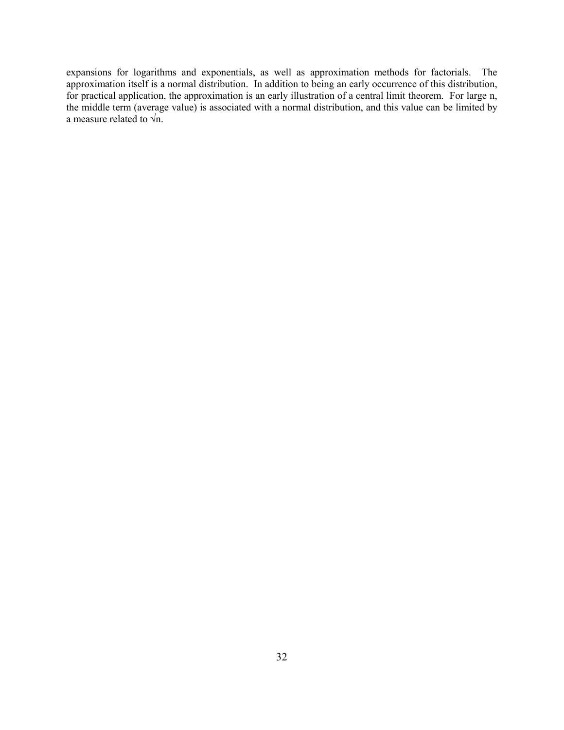expansions for logarithms and exponentials, as well as approximation methods for factorials. The approximation itself is a normal distribution. In addition to being an early occurrence of this distribution, for practical application, the approximation is an early illustration of a central limit theorem. For large n, the middle term (average value) is associated with a normal distribution, and this value can be limited by a measure related to $\sqrt{n}$.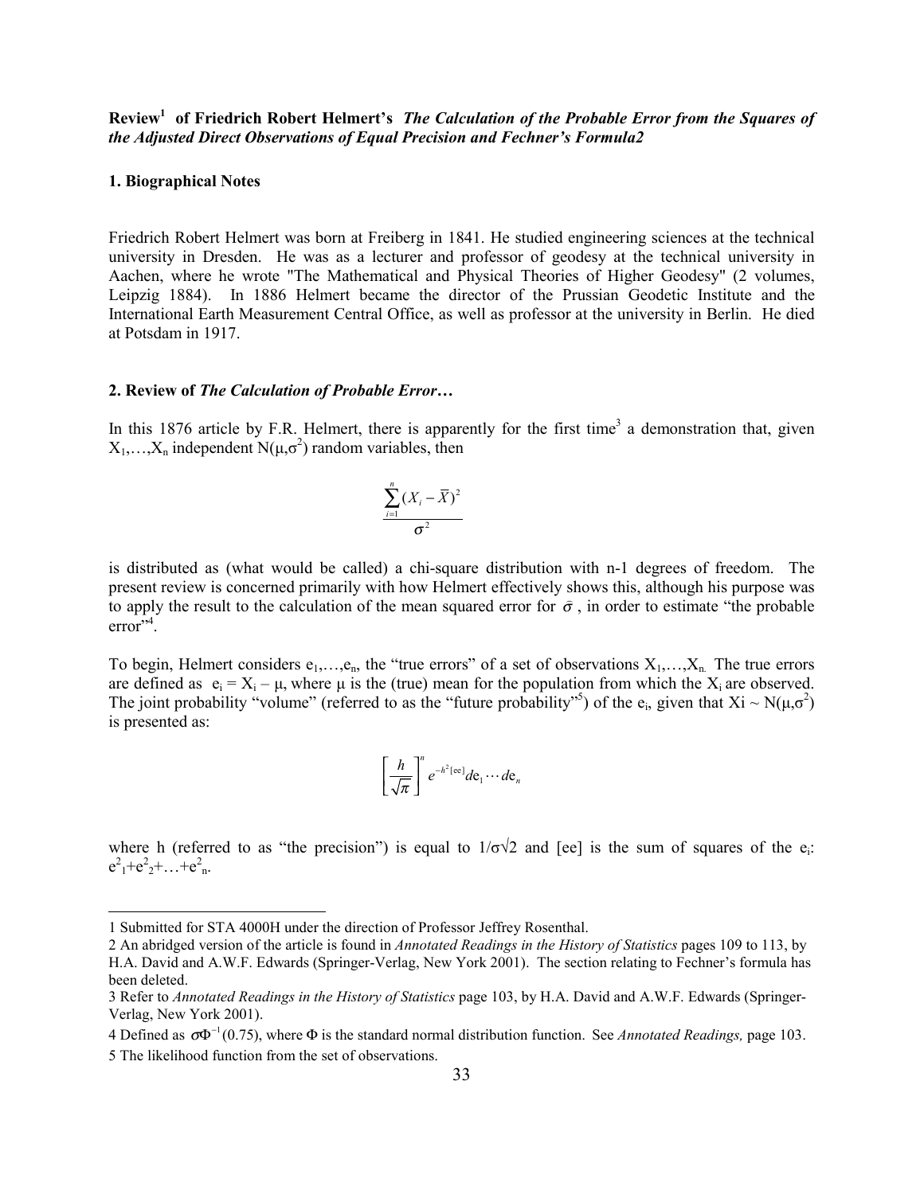**Review[1] of Friedrich Robert Helmert's** ***The Calculation of the Probable Error from the Squares of the Adjusted Direct Observations of Equal Precision and Fechner's Formula2***

## 1. Biographical Notes

Friedrich Robert Helmert was born at Freiberg in 1841. He studied engineering sciences at the technical university in Dresden. He was as a lecturer and professor of geodesy at the technical university in Aachen, where he wrote "The Mathematical and Physical Theories of Higher Geodesy" (2 volumes, Leipzig 1884). In 1886 Helmert became the director of the Prussian Geodetic Institute and the International Earth Measurement Central Office, as well as professor at the university in Berlin. He died at Potsdam in 1917.

## 2. Review of *The Calculation of Probable Error…*

In this 1876 article by F.R. Helmert, there is apparently for the first time[3] a demonstration that, given $X_1,\ldots,X_n$ independent $N(\mu,\sigma^2)$ random variables, then

$$\frac{\sum_{i=1}^{n}(X_i - \overline{X})^2}{\sigma^2}$$

is distributed as (what would be called) a chi-square distribution with n-1 degrees of freedom. The present review is concerned primarily with how Helmert effectively shows this, although his purpose was to apply the result to the calculation of the mean squared error for $\sigma$, in order to estimate "the probable error"[4].

To begin, Helmert considers $e_1,\ldots,e_n$, the "true errors" of a set of observations $X_1,\ldots,X_n$. The true errors are defined as $e_i = X_i - \mu$, where $\mu$ is the (true) mean for the population from which the $X_i$ are observed. The joint probability "volume" (referred to as the "future probability"[5]) of the $e_i$, given that $X_i \sim N(\mu,\sigma^2)$ is presented as:

$$\left[\frac{h}{\sqrt{\pi}}\right]^n e^{-h^2[ee]}de_1 \cdots de_n$$

where h (referred to as "the precision") is equal to $1/\sigma\sqrt{2}$ and [ee] is the sum of squares of the $e_i$: $e_1^2+e_2^2+\ldots+e_n^2$.

---

1 Submitted for STA 4000H under the direction of Professor Jeffrey Rosenthal.

2 An abridged version of the article is found in *Annotated Readings in the History of Statistics* pages 109 to 113, by H.A. David and A.W.F. Edwards (Springer-Verlag, New York 2001). The section relating to Fechner's formula has been deleted.

3 Refer to *Annotated Readings in the History of Statistics* page 103, by H.A. David and A.W.F. Edwards (Springer-Verlag, New York 2001).

4 Defined as $\sigma\Phi^{-1}(0.75)$, where $\Phi$ is the standard normal distribution function. See *Annotated Readings,* page 103.

5 The likelihood function from the set of observations.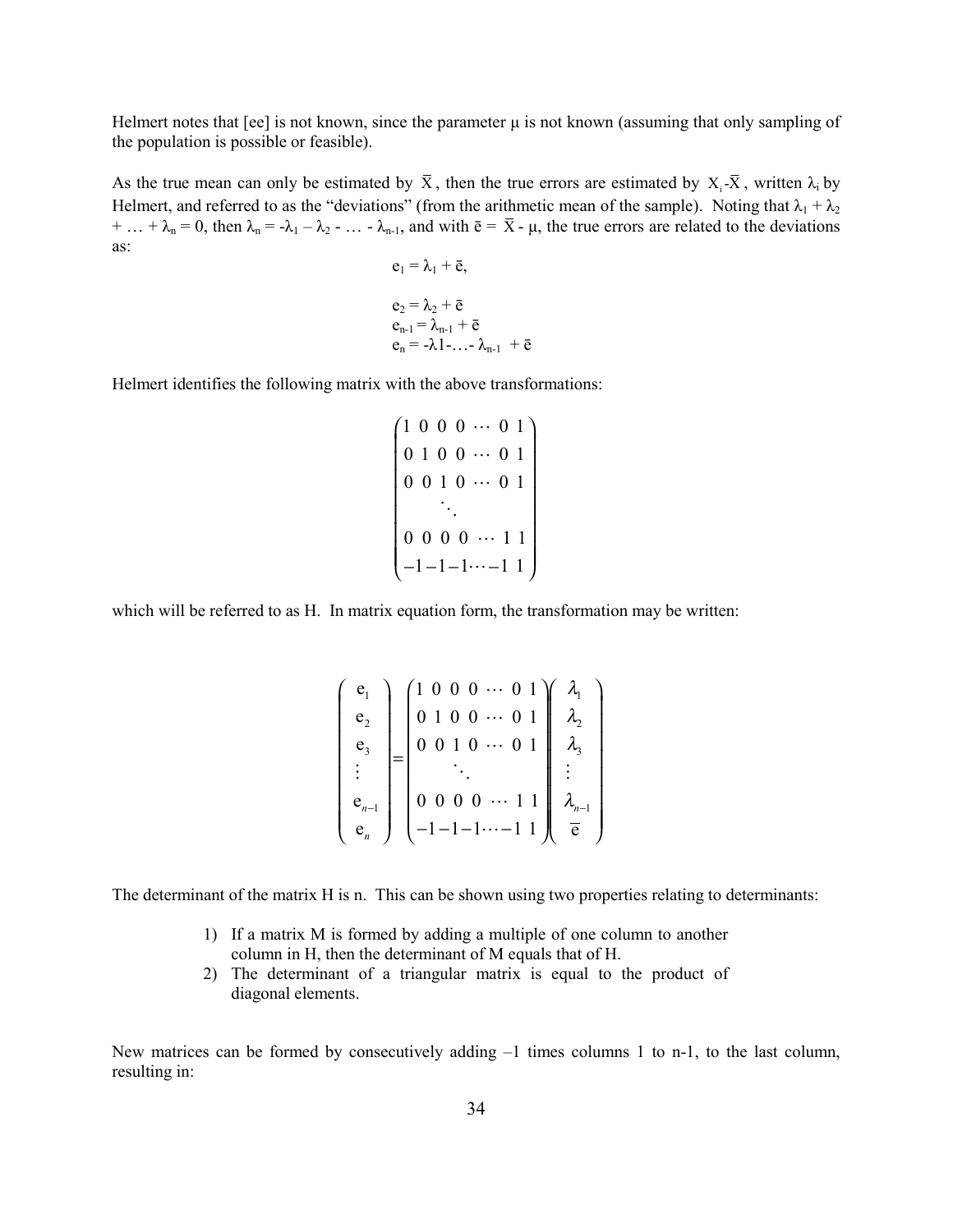Helmert notes that [ee] is not known, since the parameter μ is not known (assuming that only sampling of the population is possible or feasible).

As the true mean can only be estimated by $\overline{X}$, then the true errors are estimated by $X_i - \overline{X}$, written $\lambda_i$ by Helmert, and referred to as the "deviations" (from the arithmetic mean of the sample). Noting that $\lambda_1 + \lambda_2 + \ldots + \lambda_n = 0$, then $\lambda_n = -\lambda_1 - \lambda_2 - \ldots - \lambda_{n-1}$, and with $\bar{e} = \overline{X} - \mu$, the true errors are related to the deviations as:

$$e_1 = \lambda_1 + \bar{e},$$

$$e_2 = \lambda_2 + \bar{e}$$
$$e_{n-1} = \lambda_{n-1} + \bar{e}$$
$$e_n = -\lambda 1 - \ldots - \lambda_{n-1} + \bar{e}$$

Helmert identifies the following matrix with the above transformations:

$$\begin{pmatrix} 1 & 0 & 0 & 0 & \cdots & 0 & 1 \\ 0 & 1 & 0 & 0 & \cdots & 0 & 1 \\ 0 & 0 & 1 & 0 & \cdots & 0 & 1 \\ & & & \ddots & & & \\ 0 & 0 & 0 & 0 & \cdots & 1 & 1 \\ -1 & -1 & -1 & \cdots & & -1 & 1 \end{pmatrix}$$

which will be referred to as H. In matrix equation form, the transformation may be written:

$$\begin{pmatrix} e_1 \\ e_2 \\ e_3 \\ \vdots \\ e_{n-1} \\ e_n \end{pmatrix} = \begin{pmatrix} 1 & 0 & 0 & 0 & \cdots & 0 & 1 \\ 0 & 1 & 0 & 0 & \cdots & 0 & 1 \\ 0 & 0 & 1 & 0 & \cdots & 0 & 1 \\ & & & \ddots & & & \\ 0 & 0 & 0 & 0 & \cdots & 1 & 1 \\ -1 & -1 & -1 & \cdots & & -1 & 1 \end{pmatrix} \begin{pmatrix} \lambda_1 \\ \lambda_2 \\ \lambda_3 \\ \vdots \\ \lambda_{n-1} \\ \bar{e} \end{pmatrix}$$

The determinant of the matrix H is n. This can be shown using two properties relating to determinants:

1) If a matrix M is formed by adding a multiple of one column to another column in H, then the determinant of M equals that of H.
2) The determinant of a triangular matrix is equal to the product of diagonal elements.

New matrices can be formed by consecutively adding –1 times columns 1 to n-1, to the last column, resulting in: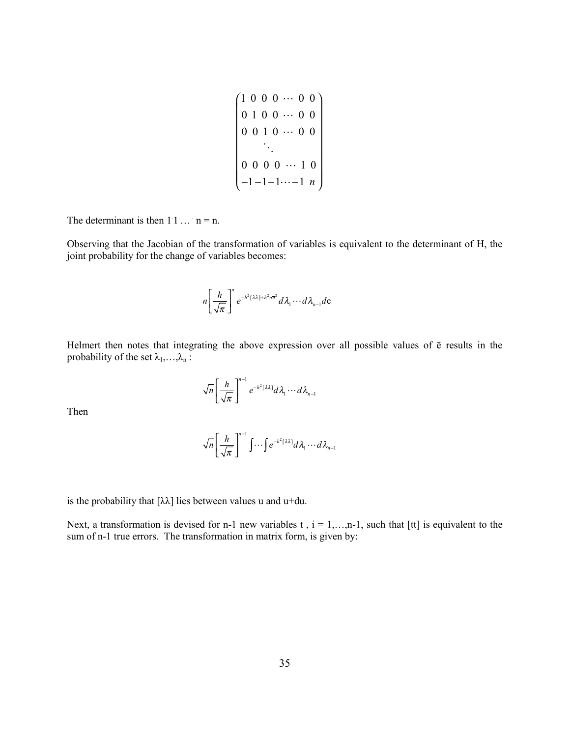$$
\begin{pmatrix}
1 & 0 & 0 & 0 & \cdots & 0 & 0 \\
0 & 1 & 0 & 0 & \cdots & 0 & 0 \\
0 & 0 & 1 & 0 & \cdots & 0 & 0 \\
 & & & \ddots & & & \\
0 & 0 & 0 & 0 & \cdots & 1 & 0 \\
-1 & -1 & -1 & \cdots & & -1 & n
\end{pmatrix}
$$

The determinant is then $1 \cdot 1 \cdot \ldots \cdot n = n$.

Observing that the Jacobian of the transformation of variables is equivalent to the determinant of H, the joint probability for the change of variables becomes:

$$
n\left[\frac{h}{\sqrt{\pi}}\right]^{n} e^{-h^2[\lambda\lambda]+h^2 n\bar{e}^2} d\lambda_1 \cdots d\lambda_{n-1} d\bar{e}
$$

Helmert then notes that integrating the above expression over all possible values of ē results in the probability of the set $\lambda_1,\ldots,\lambda_n$ :

$$
\sqrt{n}\left[\frac{h}{\sqrt{\pi}}\right]^{n-1} e^{-h^2[\lambda\lambda]} d\lambda_1 \cdots d\lambda_{n-1}
$$

Then

$$
\sqrt{n}\left[\frac{h}{\sqrt{\pi}}\right]^{n-1} \int \cdots \int e^{-h^2[\lambda\lambda]} d\lambda_1 \cdots d\lambda_{n-1}
$$

is the probability that $[\lambda\lambda]$ lies between values u and u+du.

Next, a transformation is devised for n-1 new variables t , i = 1,…,n-1, such that [tt] is equivalent to the sum of n-1 true errors. The transformation in matrix form, is given by: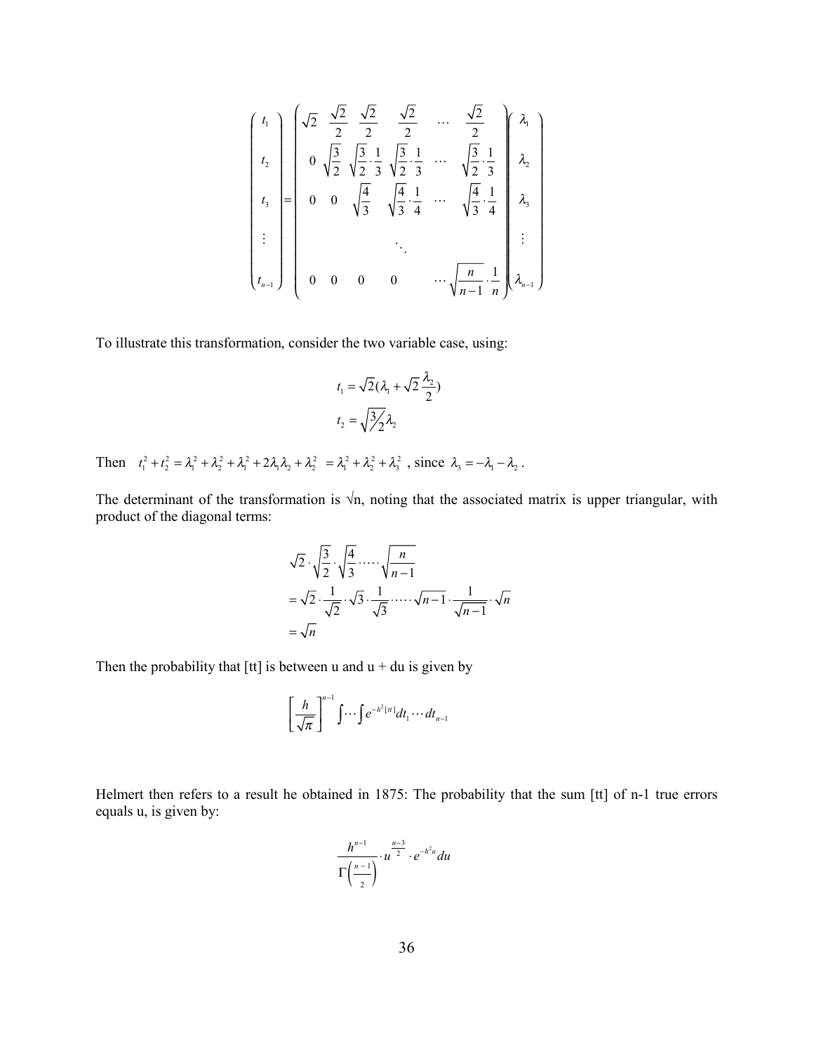$$
\begin{pmatrix} t_1 \\ t_2 \\ t_3 \\ \vdots \\ t_{n-1} \end{pmatrix} = \begin{pmatrix} \sqrt{2} & \frac{\sqrt{2}}{2} & \frac{\sqrt{2}}{2} & \frac{\sqrt{2}}{2} & \cdots & \frac{\sqrt{2}}{2} \\ 0 & \sqrt{\frac{3}{2}} & \sqrt{\frac{3}{2}}\cdot\frac{1}{3} & \sqrt{\frac{3}{2}}\cdot\frac{1}{3} & \cdots & \sqrt{\frac{3}{2}}\cdot\frac{1}{3} \\ 0 & 0 & \sqrt{\frac{4}{3}} & \sqrt{\frac{4}{3}}\cdot\frac{1}{4} & \cdots & \sqrt{\frac{4}{3}}\cdot\frac{1}{4} \\ & & & \ddots & & \\ 0 & 0 & 0 & 0 & \cdots & \sqrt{\frac{n}{n-1}}\cdot\frac{1}{n} \end{pmatrix} \begin{pmatrix} \lambda_1 \\ \lambda_2 \\ \lambda_3 \\ \vdots \\ \lambda_{n-1} \end{pmatrix}
$$

To illustrate this transformation, consider the two variable case, using:

$$
t_1 = \sqrt{2}(\lambda_1 + \sqrt{2}\frac{\lambda_2}{2})
$$

$$
t_2 = \sqrt{3/2}\,\lambda_2
$$

Then $t_1^2 + t_2^2 = \lambda_1^2 + \lambda_2^2 + \lambda_1^2 + 2\lambda_1\lambda_2 + \lambda_2^2 = \lambda_1^2 + \lambda_2^2 + \lambda_3^2$ , since $\lambda_3 = -\lambda_1 - \lambda_2$ .

The determinant of the transformation is $\sqrt{n}$, noting that the associated matrix is upper triangular, with product of the diagonal terms:

$$
\begin{aligned}
&\sqrt{2}\cdot\sqrt{\frac{3}{2}}\cdot\sqrt{\frac{4}{3}}\cdot\cdots\cdot\sqrt{\frac{n}{n-1}} \\
&= \sqrt{2}\cdot\frac{1}{\sqrt{2}}\cdot\sqrt{3}\cdot\frac{1}{\sqrt{3}}\cdot\cdots\cdot\sqrt{n-1}\cdot\frac{1}{\sqrt{n-1}}\cdot\sqrt{n} \\
&= \sqrt{n}
\end{aligned}
$$

Then the probability that [tt] is between u and u + du is given by

$$
\left[\frac{h}{\sqrt{\pi}}\right]^{n-1}\int\cdots\int e^{-h^2[tt]}dt_1\cdots dt_{n-1}
$$

Helmert then refers to a result he obtained in 1875: The probability that the sum [tt] of n-1 true errors equals u, is given by:

$$
\frac{h^{n-1}}{\Gamma\left(\frac{n-1}{2}\right)}\cdot u^{\frac{n-3}{2}}\cdot e^{-h^2 u}du
$$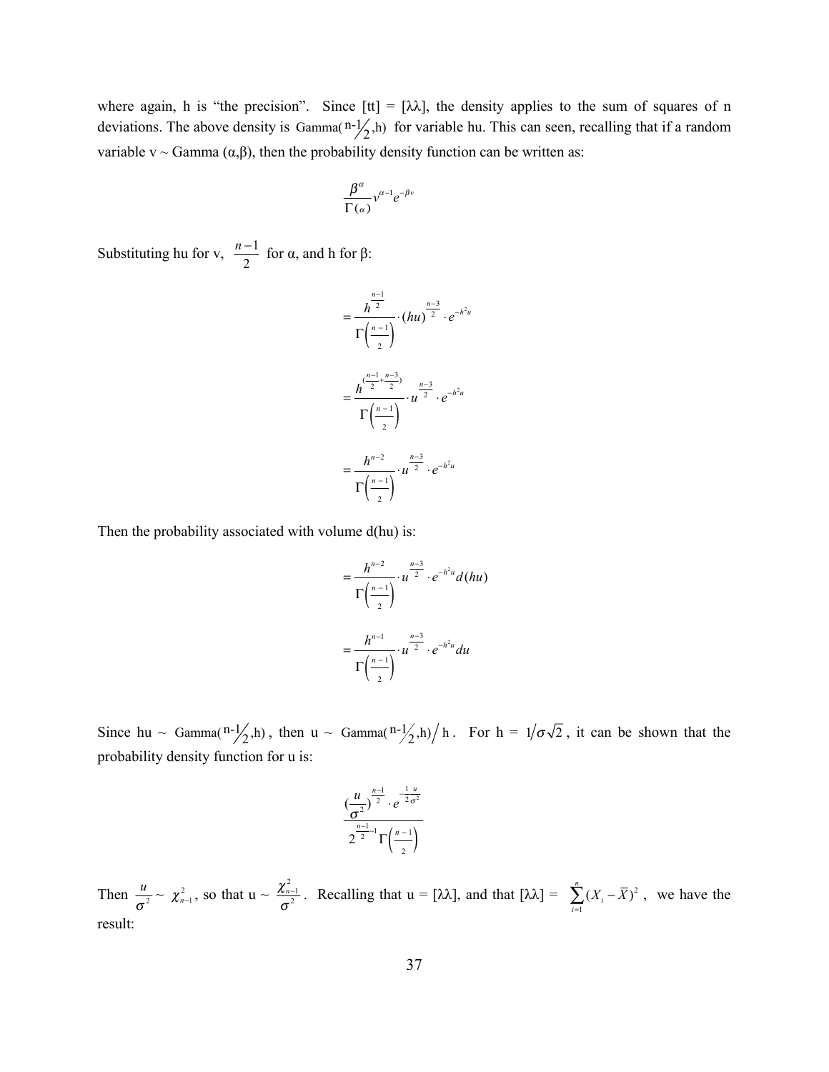where again, h is "the precision". Since [tt] = [λλ], the density applies to the sum of squares of n deviations. The above density is $\text{Gamma}(\text{n-1}/2, \text{h})$ for variable hu. This can seen, recalling that if a random variable v ~ Gamma (α,β), then the probability density function can be written as:

$$\frac{\beta^{\alpha}}{\Gamma(\alpha)} v^{\alpha-1} e^{-\beta v}$$

Substituting hu for v, $\frac{n-1}{2}$ for α, and h for β:

$$= \frac{h^{\frac{n-1}{2}}}{\Gamma\left(\frac{n-1}{2}\right)} \cdot (hu)^{\frac{n-3}{2}} \cdot e^{-h^2 u}$$

$$= \frac{h^{(\frac{n-1}{2}+\frac{n-3}{2})}}{\Gamma\left(\frac{n-1}{2}\right)} \cdot u^{\frac{n-3}{2}} \cdot e^{-h^2 u}$$

$$= \frac{h^{n-2}}{\Gamma\left(\frac{n-1}{2}\right)} \cdot u^{\frac{n-3}{2}} \cdot e^{-h^2 u}$$

Then the probability associated with volume d(hu) is:

$$= \frac{h^{n-2}}{\Gamma\left(\frac{n-1}{2}\right)} \cdot u^{\frac{n-3}{2}} \cdot e^{-h^2 u} d(hu)$$

$$= \frac{h^{n-1}}{\Gamma\left(\frac{n-1}{2}\right)} \cdot u^{\frac{n-3}{2}} \cdot e^{-h^2 u} du$$

Since hu ~ $\text{Gamma}(\text{n-1}/2, \text{h})$, then u ~ $\text{Gamma}(\text{n-1}/2, \text{h}) / \text{h}$. For h = $1/\sigma\sqrt{2}$, it can be shown that the probability density function for u is:

$$\frac{(\frac{u}{\sigma^2})^{\frac{n-1}{2}} \cdot e^{-\frac{1}{2}\frac{u}{\sigma^2}}}{2^{\frac{n-1}{2}-1} \Gamma\left(\frac{n-1}{2}\right)}$$

Then $\frac{u}{\sigma^2} \sim \chi^2_{n-1}$, so that u ~ $\frac{\chi^2_{n-1}}{\sigma^2}$. Recalling that u = [λλ], and that [λλ] = $\sum_{i=1}^{n} (X_i - \bar{X})^2$, we have the result: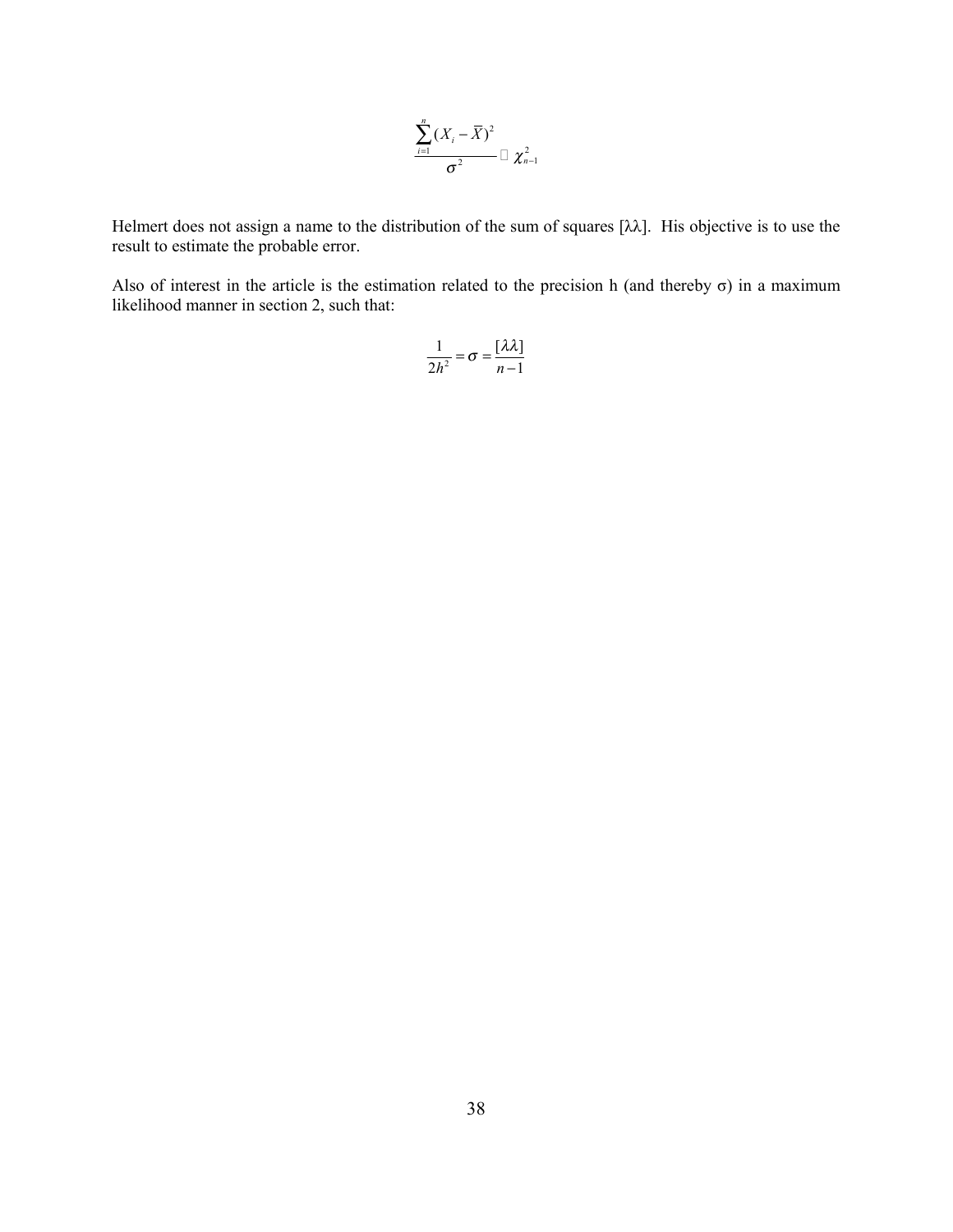$$\frac{\sum_{i=1}^{n}(X_i - \overline{X})^2}{\sigma^2} \sim \chi^2_{n-1}$$

Helmert does not assign a name to the distribution of the sum of squares [λλ]. His objective is to use the result to estimate the probable error.

Also of interest in the article is the estimation related to the precision h (and thereby σ) in a maximum likelihood manner in section 2, such that:

$$\frac{1}{2h^2} = \sigma = \frac{[\lambda\lambda]}{n-1}$$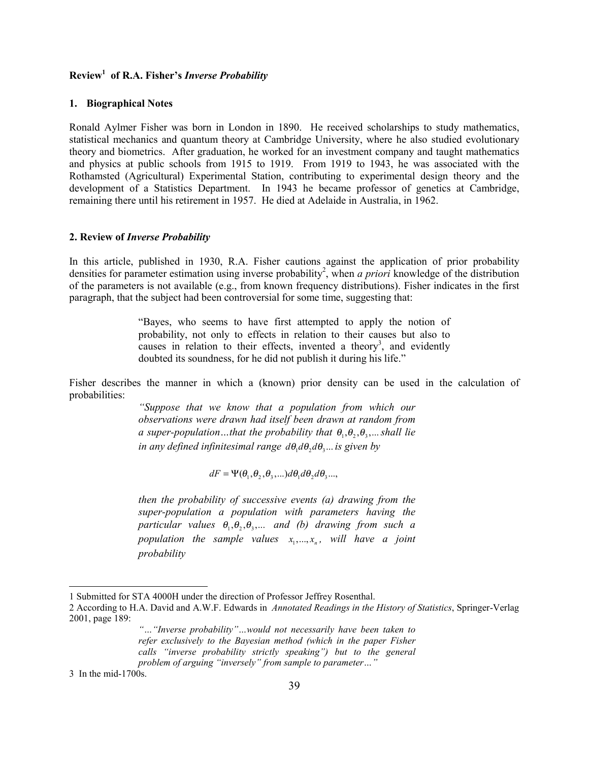## **Review[1] of R.A. Fisher's *Inverse Probability***

### **1. Biographical Notes**

Ronald Aylmer Fisher was born in London in 1890. He received scholarships to study mathematics, statistical mechanics and quantum theory at Cambridge University, where he also studied evolutionary theory and biometrics. After graduation, he worked for an investment company and taught mathematics and physics at public schools from 1915 to 1919. From 1919 to 1943, he was associated with the Rothamsted (Agricultural) Experimental Station, contributing to experimental design theory and the development of a Statistics Department. In 1943 he became professor of genetics at Cambridge, remaining there until his retirement in 1957. He died at Adelaide in Australia, in 1962.

### **2. Review of *Inverse Probability***

In this article, published in 1930, R.A. Fisher cautions against the application of prior probability densities for parameter estimation using inverse probability[2], when *a priori* knowledge of the distribution of the parameters is not available (e.g., from known frequency distributions). Fisher indicates in the first paragraph, that the subject had been controversial for some time, suggesting that:

> "Bayes, who seems to have first attempted to apply the notion of probability, not only to effects in relation to their causes but also to causes in relation to their effects, invented a theory[3], and evidently doubted its soundness, for he did not publish it during his life."

Fisher describes the manner in which a (known) prior density can be used in the calculation of probabilities:

> *"Suppose that we know that a population from which our observations were drawn had itself been drawn at random from a super-population…that the probability that $\theta_1, \theta_2, \theta_3, \ldots$ shall lie in any defined infinitesimal range $d\theta_1 d\theta_2 d\theta_3 \ldots$ is given by*
>
> $$dF = \Psi(\theta_1, \theta_2, \theta_3, \ldots) d\theta_1 d\theta_2 d\theta_3 \ldots,$$
>
> *then the probability of successive events (a) drawing from the super-population a population with parameters having the particular values $\theta_1, \theta_2, \theta_3, \ldots$ and (b) drawing from such a population the sample values $x_1, \ldots, x_n$, will have a joint probability*

---

1 Submitted for STA 4000H under the direction of Professor Jeffrey Rosenthal.

2 According to H.A. David and A.W.F. Edwards in *Annotated Readings in the History of Statistics*, Springer-Verlag 2001, page 189:

> *"…"Inverse probability"…would not necessarily have been taken to refer exclusively to the Bayesian method (which in the paper Fisher calls "inverse probability strictly speaking") but to the general problem of arguing "inversely" from sample to parameter…"*

3 In the mid-1700s.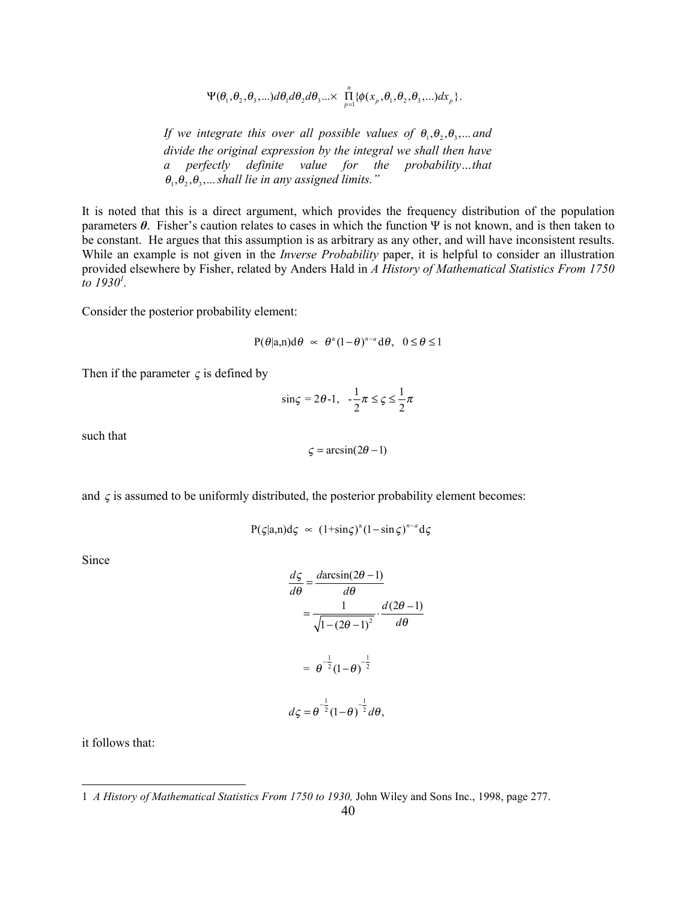$$\Psi(\theta_1,\theta_2,\theta_3,...)d\theta_1 d\theta_2 d\theta_3 ... \times \prod_{p=1}^{n}\{\phi(x_p,\theta_1,\theta_2,\theta_3,...)dx_p\}.$$

> *If we integrate this over all possible values of $\theta_1,\theta_2,\theta_3,...$ and divide the original expression by the integral we shall then have a perfectly definite value for the probability…that $\theta_1,\theta_2,\theta_3,...$ shall lie in any assigned limits."*

It is noted that this is a direct argument, which provides the frequency distribution of the population parameters $\boldsymbol{\theta}$. Fisher's caution relates to cases in which the function $\Psi$ is not known, and is then taken to be constant. He argues that this assumption is as arbitrary as any other, and will have inconsistent results. While an example is not given in the *Inverse Probability* paper, it is helpful to consider an illustration provided elsewhere by Fisher, related by Anders Hald in *A History of Mathematical Statistics From 1750 to 1930*[1].

Consider the posterior probability element:

$$\mathrm{P}(\theta|\mathrm{a,n})\mathrm{d}\theta \;\propto\; \theta^{\mathrm{a}}(1-\theta)^{n-a}\,\mathrm{d}\theta,\quad 0\le\theta\le 1$$

Then if the parameter $\varsigma$ is defined by

$$\sin\varsigma = 2\theta\text{-}1,\quad -\frac{1}{2}\pi \le \varsigma \le \frac{1}{2}\pi$$

such that

$$\varsigma = \arcsin(2\theta-1)$$

and $\varsigma$ is assumed to be uniformly distributed, the posterior probability element becomes:

$$\mathrm{P}(\varsigma|\mathrm{a,n})\mathrm{d}\varsigma \;\propto\; (1+\sin\varsigma)^{\mathrm{a}}(1-\sin\varsigma)^{n-a}\,\mathrm{d}\varsigma$$

Since

$$\begin{aligned}
\frac{d\varsigma}{d\theta} &= \frac{d\arcsin(2\theta-1)}{d\theta} \\
&= \frac{1}{\sqrt{1-(2\theta-1)^2}}\cdot\frac{d(2\theta-1)}{d\theta} \\
&= \theta^{-\frac{1}{2}}(1-\theta)^{-\frac{1}{2}}
\end{aligned}$$

$$d\varsigma = \theta^{-\frac{1}{2}}(1-\theta)^{-\frac{1}{2}}d\theta,$$

it follows that:

---

1 *A History of Mathematical Statistics From 1750 to 1930,* John Wiley and Sons Inc., 1998, page 277.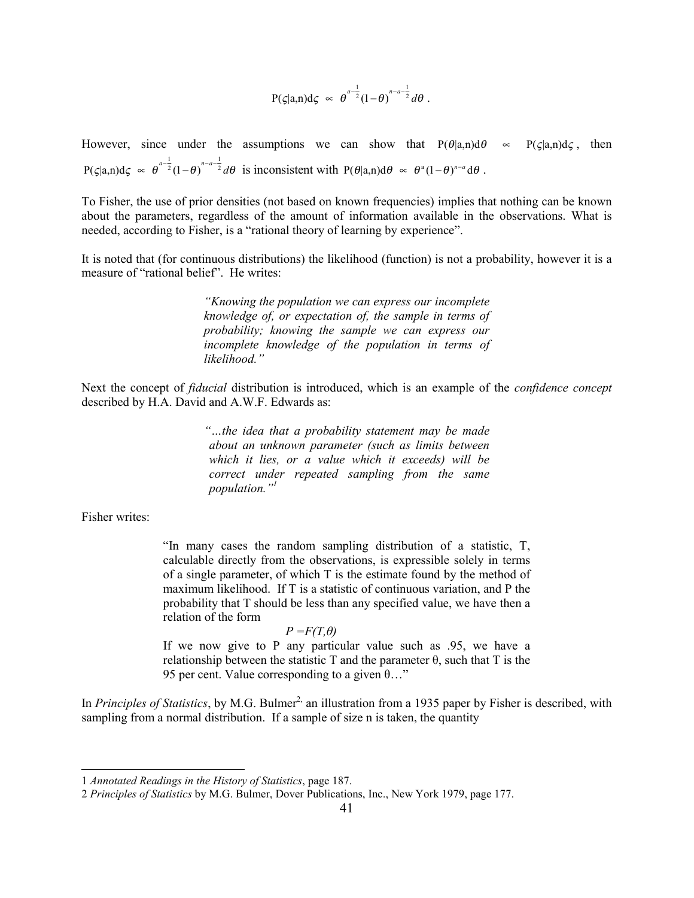$$P(\varsigma|a,n)d\varsigma \;\propto\; \theta^{a-\frac{1}{2}}(1-\theta)^{n-a-\frac{1}{2}}d\theta\,.$$

However, since under the assumptions we can show that $P(\theta|a,n)d\theta \;\propto\; P(\varsigma|a,n)d\varsigma$, then $P(\varsigma|a,n)d\varsigma \;\propto\; \theta^{a-\frac{1}{2}}(1-\theta)^{n-a-\frac{1}{2}}d\theta$ is inconsistent with $P(\theta|a,n)d\theta \;\propto\; \theta^{a}(1-\theta)^{n-a}d\theta$.

To Fisher, the use of prior densities (not based on known frequencies) implies that nothing can be known about the parameters, regardless of the amount of information available in the observations. What is needed, according to Fisher, is a "rational theory of learning by experience".

It is noted that (for continuous distributions) the likelihood (function) is not a probability, however it is a measure of "rational belief". He writes:

> *"Knowing the population we can express our incomplete knowledge of, or expectation of, the sample in terms of probability; knowing the sample we can express our incomplete knowledge of the population in terms of likelihood."*

Next the concept of *fiducial* distribution is introduced, which is an example of the *confidence concept* described by H.A. David and A.W.F. Edwards as:

> *"…the idea that a probability statement may be made about an unknown parameter (such as limits between which it lies, or a value which it exceeds) will be correct under repeated sampling from the same population."*[1]

Fisher writes:

> "In many cases the random sampling distribution of a statistic, T, calculable directly from the observations, is expressible solely in terms of a single parameter, of which T is the estimate found by the method of maximum likelihood. If T is a statistic of continuous variation, and P the probability that T should be less than any specified value, we have then a relation of the form
>
> $P = F(T,\theta)$
>
> If we now give to P any particular value such as .95, we have a relationship between the statistic T and the parameter θ, such that T is the 95 per cent. Value corresponding to a given θ…"

In *Principles of Statistics*, by M.G. Bulmer[2], an illustration from a 1935 paper by Fisher is described, with sampling from a normal distribution. If a sample of size n is taken, the quantity

---

1 *Annotated Readings in the History of Statistics*, page 187.

2 *Principles of Statistics* by M.G. Bulmer, Dover Publications, Inc., New York 1979, page 177.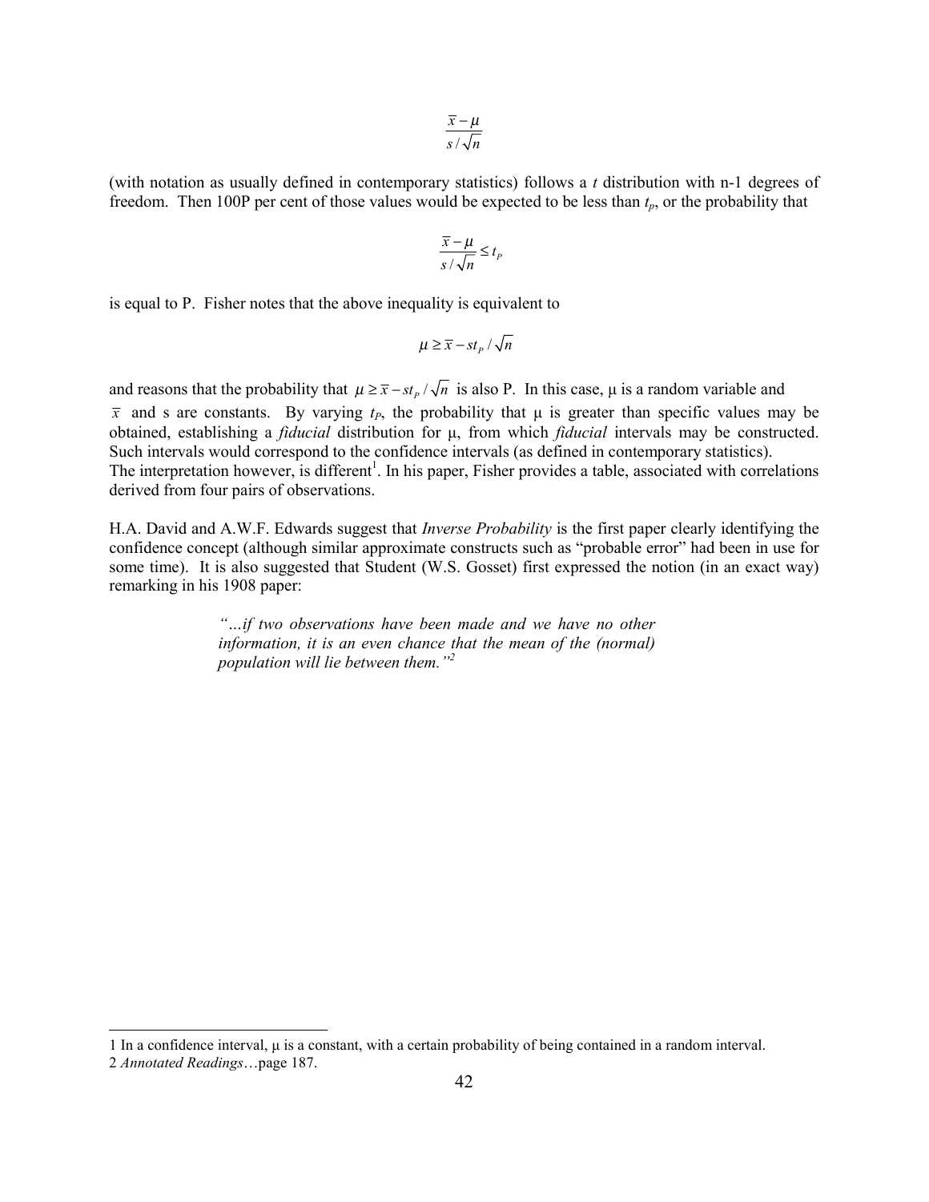$$\frac{\bar{x} - \mu}{s / \sqrt{n}}$$

(with notation as usually defined in contemporary statistics) follows a *t* distribution with n-1 degrees of freedom. Then 100P per cent of those values would be expected to be less than $t_p$, or the probability that

$$\frac{\bar{x} - \mu}{s / \sqrt{n}} \leq t_P$$

is equal to P. Fisher notes that the above inequality is equivalent to

$$\mu \geq \bar{x} - st_P / \sqrt{n}$$

and reasons that the probability that $\mu \geq \bar{x} - st_P / \sqrt{n}$ is also P. In this case, μ is a random variable and $\bar{x}$ and s are constants. By varying $t_P$, the probability that μ is greater than specific values may be obtained, establishing a *fiducial* distribution for μ, from which *fiducial* intervals may be constructed. Such intervals would correspond to the confidence intervals (as defined in contemporary statistics). The interpretation however, is different[1]. In his paper, Fisher provides a table, associated with correlations derived from four pairs of observations.

H.A. David and A.W.F. Edwards suggest that *Inverse Probability* is the first paper clearly identifying the confidence concept (although similar approximate constructs such as "probable error" had been in use for some time). It is also suggested that Student (W.S. Gosset) first expressed the notion (in an exact way) remarking in his 1908 paper:

> *"…if two observations have been made and we have no other information, it is an even chance that the mean of the (normal) population will lie between them."*[2]

---

1 In a confidence interval, μ is a constant, with a certain probability of being contained in a random interval.

2 *Annotated Readings*…page 187.